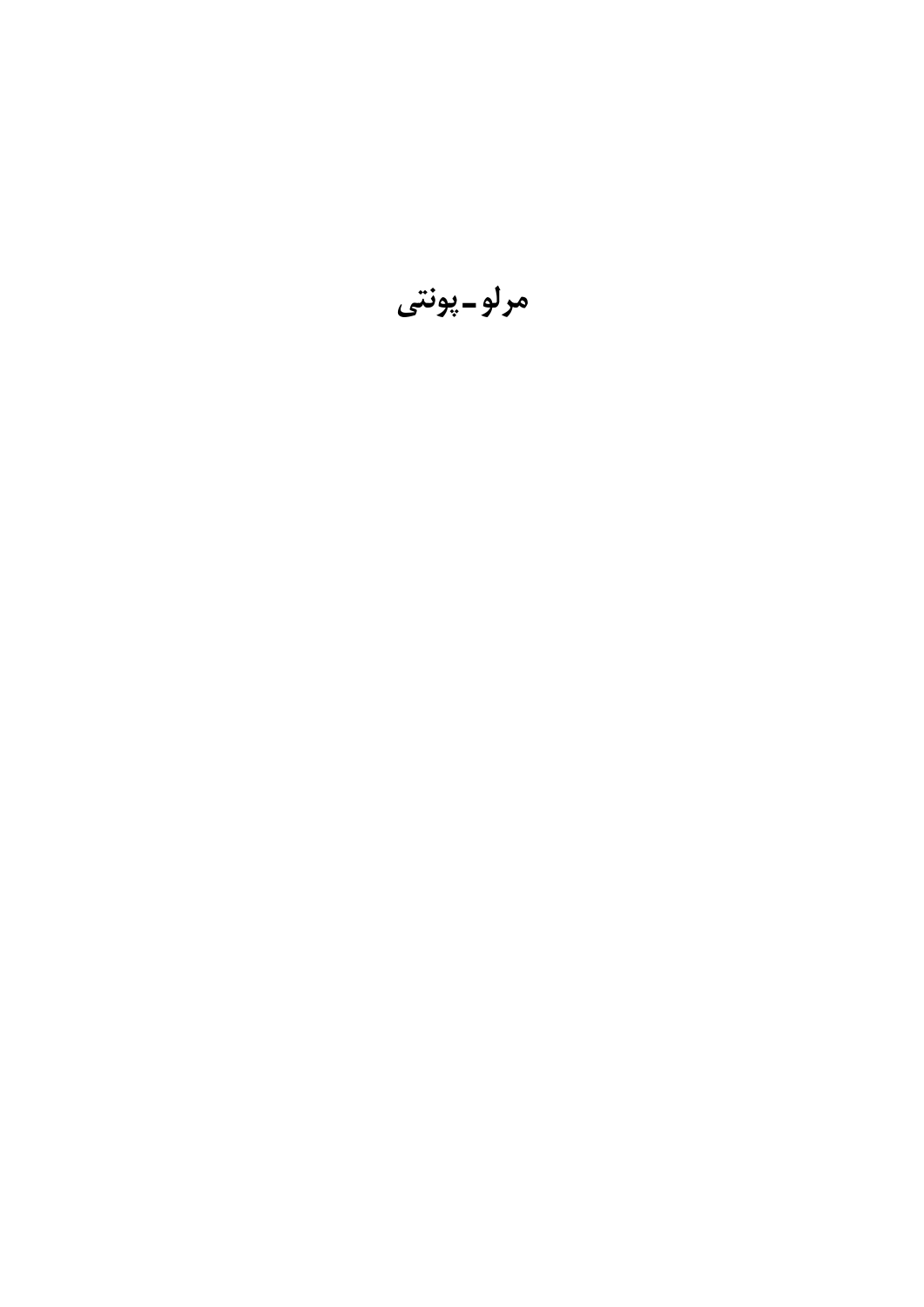# مرلو ـ پونتی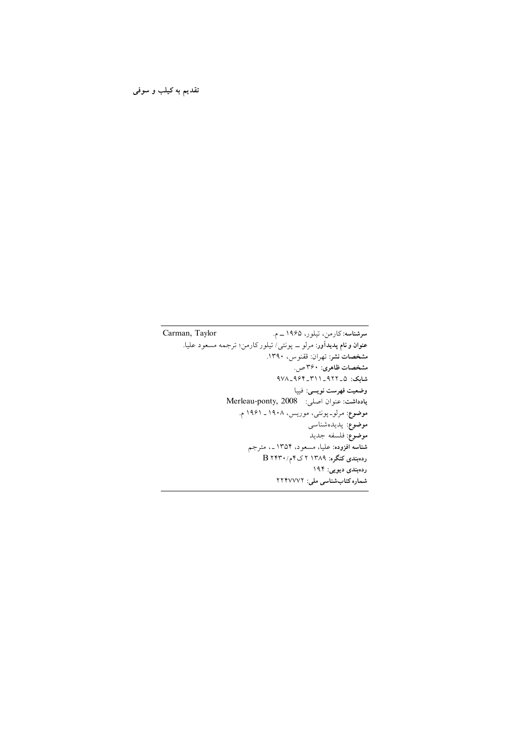**تقدیم به کیلب و سوفی**

**سرشناسه:** کارمن، تیلور، ۱۹۶۵ ــ م. Carman, Taylor
**عنوان و نام پدیدآور:** مرلو ــ پونتی/ تیلور کارمن؛ ترجمه مسعود علیا.
**مشخصات نشر:** تهران: ققنوس، ۱۳۹۰.
**مشخصات ظاهری:** ۳۶۰ ص.
**شابک:** ۹۷۸ـ۹۶۴ـ۳۱۱ـ۹۲۲ـ۵
**وضعیت فهرست نویسی:** فیپا
**یادداشت:** عنوان اصلی: Merleau-ponty, 2008
**موضوع:** مرلوـ پونتی، موریس، ۱۹۰۸ ـ ۱۹۶۱ م.
**موضوع:** پدیده‌شناسی
**موضوع:** فلسفه جدید
**شناسه افزوده:** علیا، مسعود، ۱۳۵۴ ـ، مترجم
**رده‌بندی کنگره:** ۱۳۸۹ ۲ک۴م/ B ۲۴۳۰
**رده‌بندی دیویی:** ۱۹۴
**شماره کتاب‌شناسی ملی:** ۲۲۴۷۷۷۲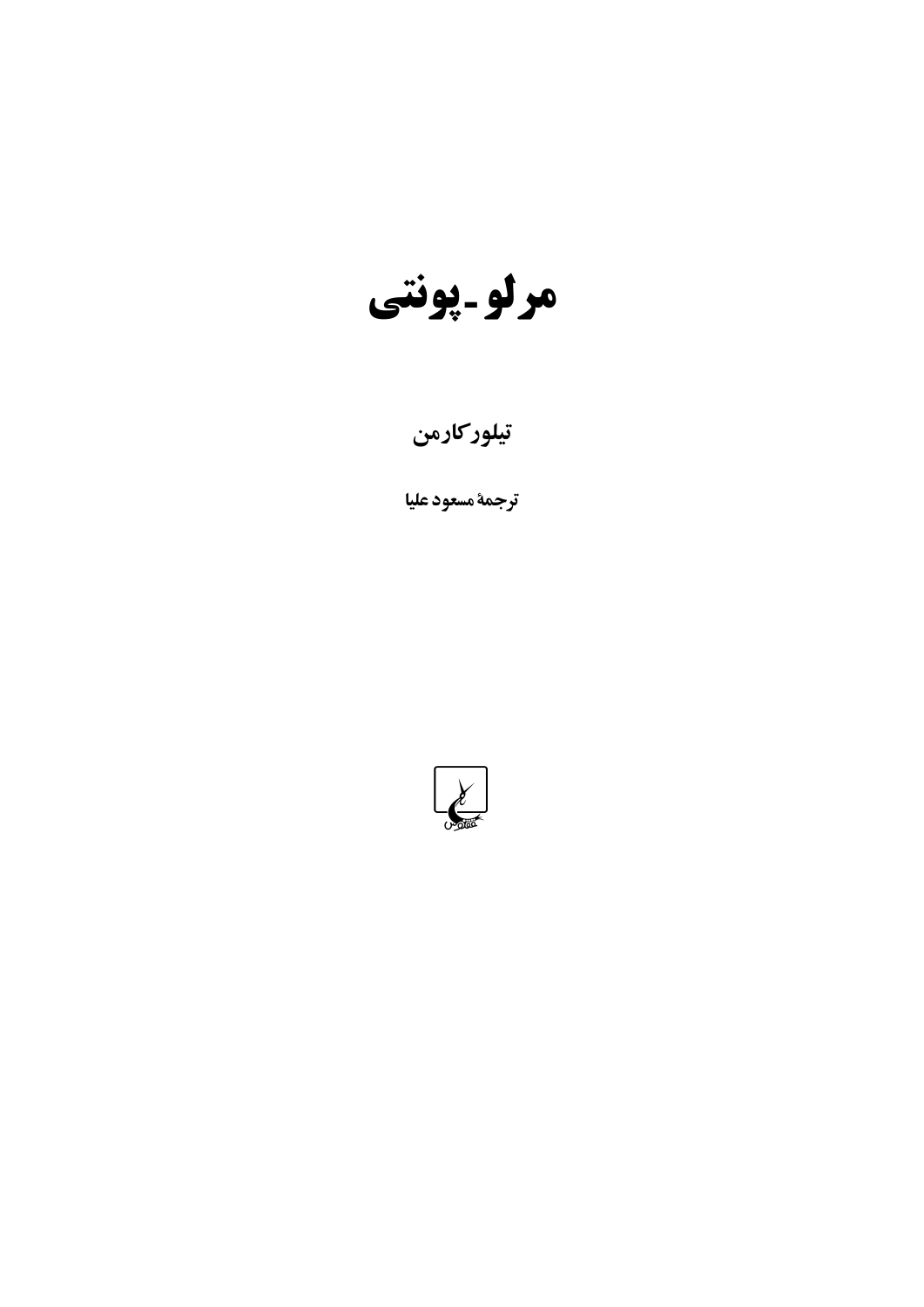# مرلو ـ پونتی

**تیلور کارمن**

**ترجمهٔ مسعود علیا**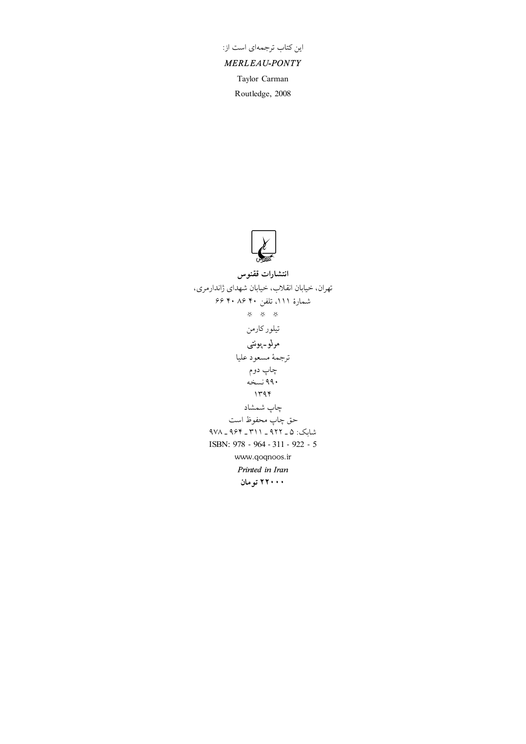این کتاب ترجمه‌ای است از:

*MERLEAU-PONTY*

Taylor Carman

Routledge, 2008

**انتشارات ققنوس**

تهران، خیابان انقلاب، خیابان شهدای ژاندارمری،

شمارهٔ ۱۱۱، تلفن ۴۰ ۸۶ ۴۰ ۶۶

\* \* \*

تیلور کارمن

**مرلو-پونتی**

ترجمهٔ مسعود علیا

چاپ دوم

۹۹۰ نسخه

۱۳۹۴

چاپ شمشاد

حق چاپ محفوظ است

شابک: ۵ ـ ۹۲۲ ـ ۳۱۱ ـ ۹۶۴ ـ ۹۷۸

ISBN: 978 - 964 - 311 - 922 - 5

www.qoqnoos.ir

*Printed in Iran*

**۲۲۰۰۰ تومان**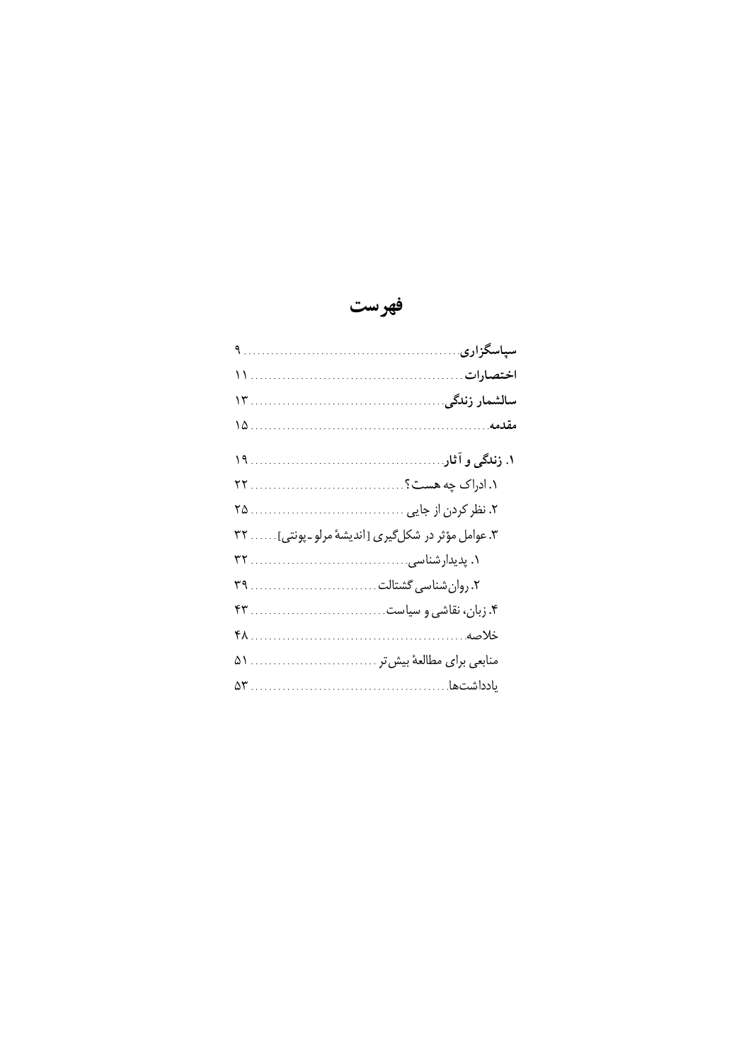# فهرست

**سپاسگزاری** ........ ۹
**اختصارات** ........ ۱۱
**سالشمار زندگی** ........ ۱۳
**مقدمه** ........ ۱۵

**۱. زندگی و آثار** ........ ۱۹
۱. ادراک چه هست؟ ........ ۲۲
۲. نظر کردن از جایی ........ ۲۵
۳. عوامل مؤثر در شکل‌گیری [اندیشهٔ مرلو-پونتی] ........ ۳۲
۱. پدیدارشناسی ........ ۳۲
۲. روان‌شناسی گشتالت ........ ۳۹
۴. زبان، نقاشی و سیاست ........ ۴۳
خلاصه ........ ۴۸
منابعی برای مطالعهٔ بیش‌تر ........ ۵۱
یادداشت‌ها ........ ۵۳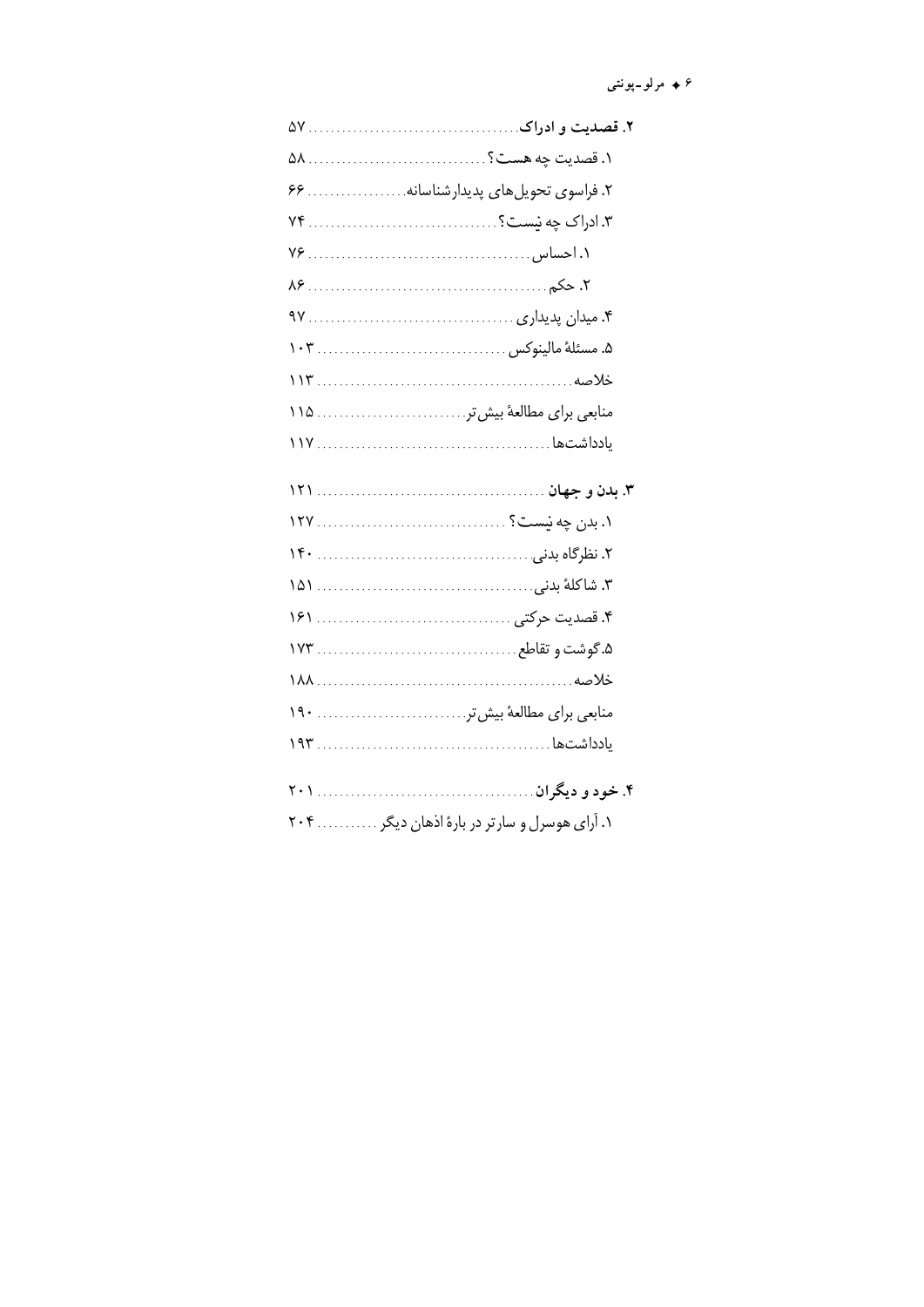**۲. قصدیت و ادراک** ۵۷

۱. قصدیت چه هست؟ ۵۸

۲. فراسوی تحویل‌های پدیدارشناسانه ۶۶

۳. ادراک چه نیست؟ ۷۴

۱. احساس ۷۶

۲. حکم ۸۶

۴. میدان پدیداری ۹۷

۵. مسئلهٔ مالینوکس ۱۰۳

خلاصه ۱۱۳

منابعی برای مطالعهٔ بیش‌تر ۱۱۵

یادداشت‌ها ۱۱۷

**۳. بدن و جهان** ۱۲۱

۱. بدن چه نیست؟ ۱۲۷

۲. نظرگاه بدنی ۱۴۰

۳. شاکلهٔ بدنی ۱۵۱

۴. قصدیت حرکتی ۱۶۱

۵. گوشت و تقاطع ۱۷۳

خلاصه ۱۸۸

منابعی برای مطالعهٔ بیش‌تر ۱۹۰

یادداشت‌ها ۱۹۳

**۴. خود و دیگران** ۲۰۱

۱. آرای هوسرل و سارتر در بارهٔ اذهان دیگر ۲۰۴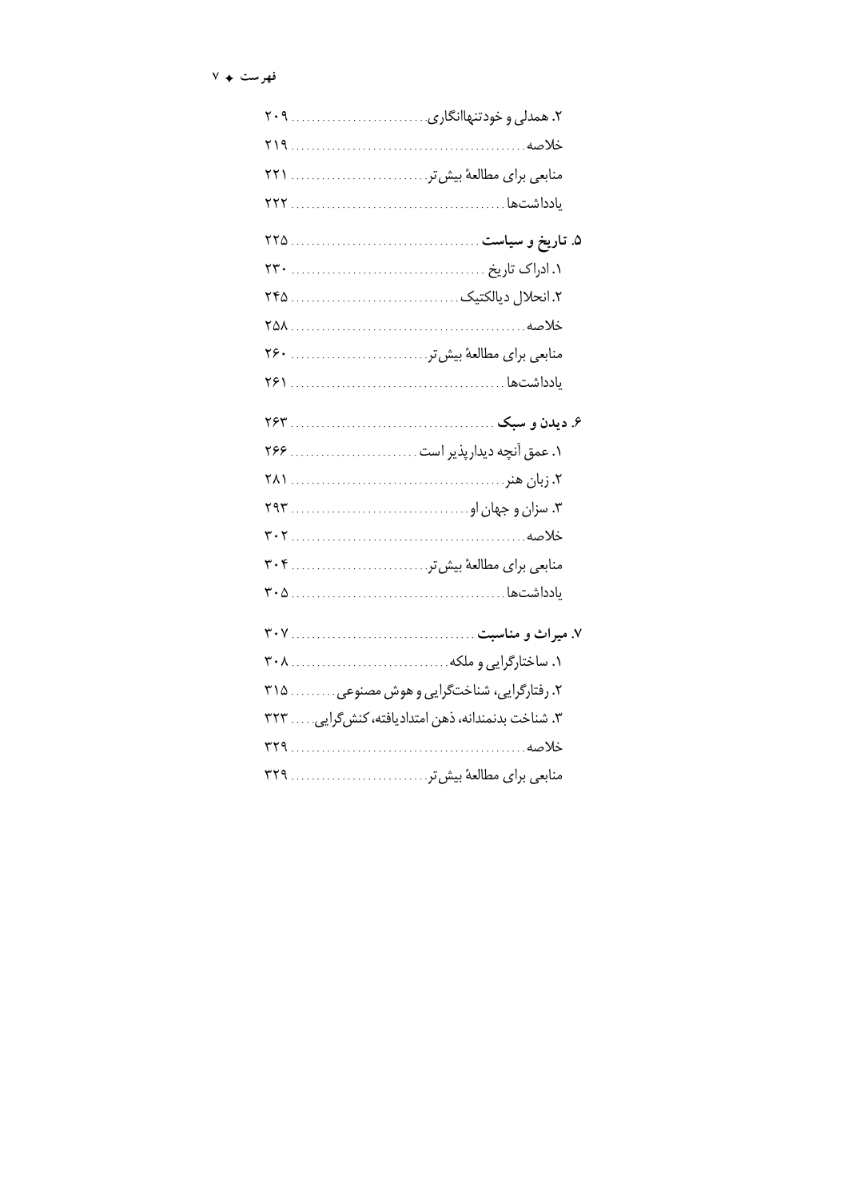۲. همدلی و خودتنهاانگاری ۲۰۹

خلاصه ۲۱۹

منابعی برای مطالعهٔ بیش‌تر ۲۲۱

یادداشت‌ها ۲۲۲

**۵. تاریخ و سیاست** ۲۲۵

۱. ادراک تاریخ ۲۳۰

۲. انحلال دیالکتیک ۲۴۵

خلاصه ۲۵۸

منابعی برای مطالعهٔ بیش‌تر ۲۶۰

یادداشت‌ها ۲۶۱

**۶. دیدن و سبک** ۲۶۳

۱. عمق آنچه دیدارپذیر است ۲۶۶

۲. زبان هنر ۲۸۱

۳. سزان و جهان او ۲۹۳

خلاصه ۳۰۲

منابعی برای مطالعهٔ بیش‌تر ۳۰۴

یادداشت‌ها ۳۰۵

**۷. میراث و مناسبت** ۳۰۷

۱. ساختارگرایی و ملکه ۳۰۸

۲. رفتارگرایی، شناخت‌گرایی و هوش مصنوعی ۳۱۵

۳. شناخت بدنمندانه، ذهن امتدادیافته، کنش‌گرایی ۳۲۳

خلاصه ۳۲۹

منابعی برای مطالعهٔ بیش‌تر ۳۲۹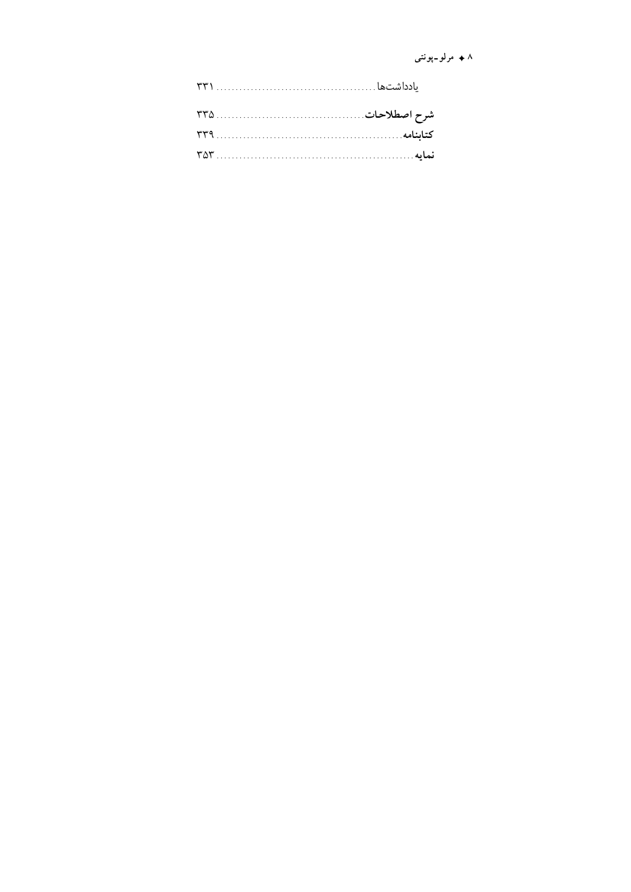یادداشت‌ها ۳۳۱

**شرح اصطلاحات** ۳۳۵

**کتابنامه** ۳۳۹

**نمایه** ۳۵۳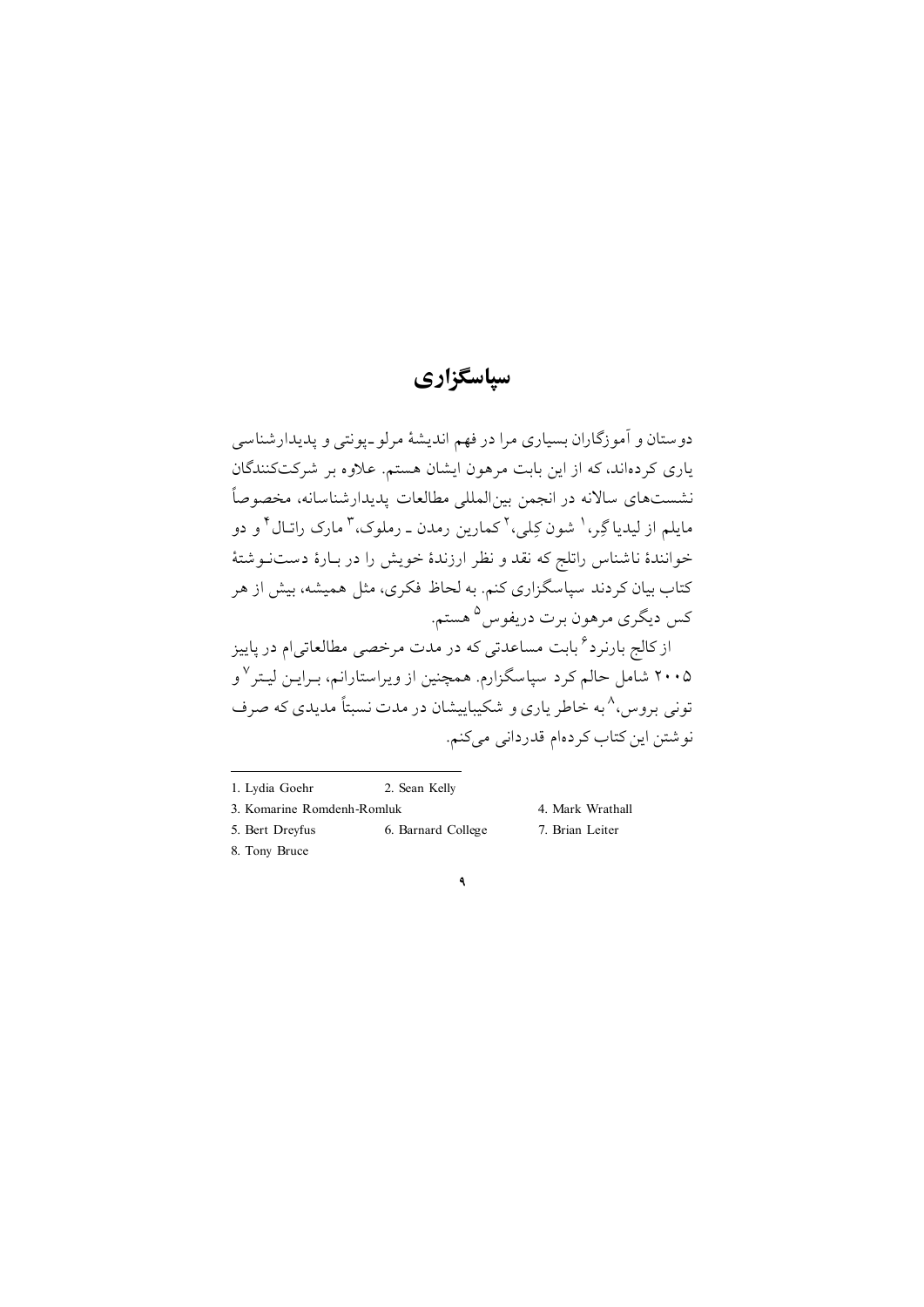# سپاسگزاری

دوستان و آموزگاران بسیاری مرا در فهم اندیشهٔ مرلو-پونتی و پدیدارشناسی یاری کرده‌اند، که از این بابت مرهون ایشان هستم. علاوه بر شرکت‌کنندگان نشست‌های سالانه در انجمن بین‌المللی مطالعات پدیدارشناسانه، مخصوصاً مایلم از لیدیا گِر،[1] شون کِلی،[2] کمارین رمدن ـ رملوک،[3] مارک راتال[4] و دو خوانندهٔ ناشناس راتلج که نقد و نظر ارزندهٔ خویش را در بارهٔ دست‌نوشتهٔ کتاب بیان کردند سپاسگزاری کنم. به لحاظ فکری، مثل همیشه، بیش از هر کس دیگری مرهون برت دریفوس[5] هستم.

از کالج بارنرد[6] بابت مساعدتی که در مدت مرخصی مطالعاتی‌ام در پاییز ۲۰۰۵ شامل حالم کرد سپاسگزارم. همچنین از ویراستارانم، برایـن لیـتر[7] و تونی بروس،[8] به خاطر یاری و شکیباییشان در مدت نسبتاً مدیدی که صرف نوشتن این کتاب کرده‌ام قدردانی می‌کنم.

---

1. Lydia Goehr
2. Sean Kelly
3. Komarine Romdenh-Romluk
4. Mark Wrathall
5. Bert Dreyfus
6. Barnard College
7. Brian Leiter
8. Tony Bruce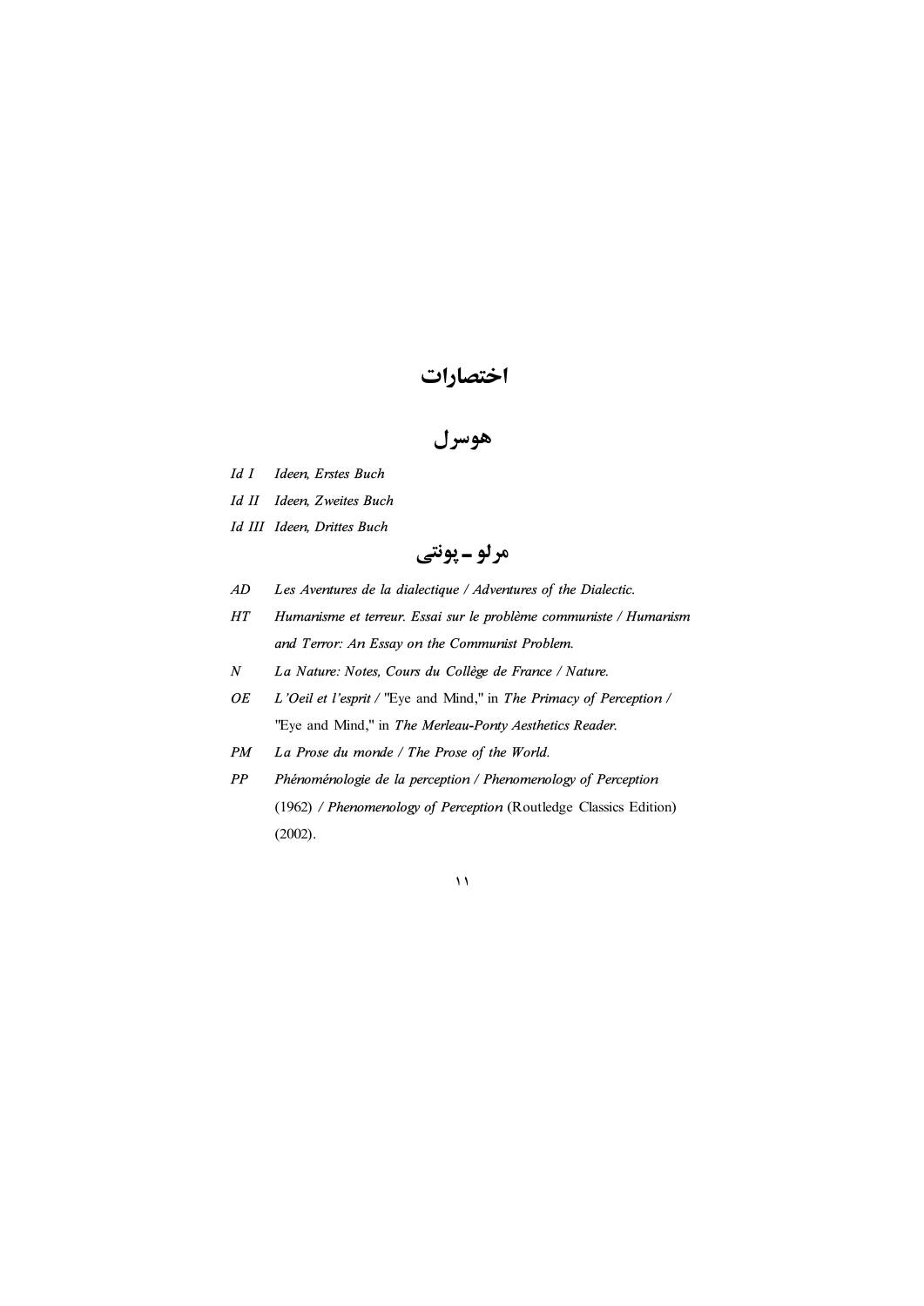# اختصارات

## هوسرل

*Id I* *Ideen, Erstes Buch*

*Id II* *Ideen, Zweites Buch*

*Id III* *Ideen, Drittes Buch*

## مرلو ـ پونتی

*AD* *Les Aventures de la dialectique / Adventures of the Dialectic.*

*HT* *Humanisme et terreur. Essai sur le problème communiste / Humanism and Terror: An Essay on the Communist Problem.*

*N* *La Nature: Notes, Cours du Collège de France / Nature.*

*OE* *L'Oeil et l'esprit* / "Eye and Mind," in *The Primacy of Perception* / "Eye and Mind," in *The Merleau-Ponty Aesthetics Reader.*

*PM* *La Prose du monde / The Prose of the World.*

*PP* *Phénoménologie de la perception / Phenomenology of Perception* (1962) / *Phenomenology of Perception* (Routledge Classics Edition) (2002).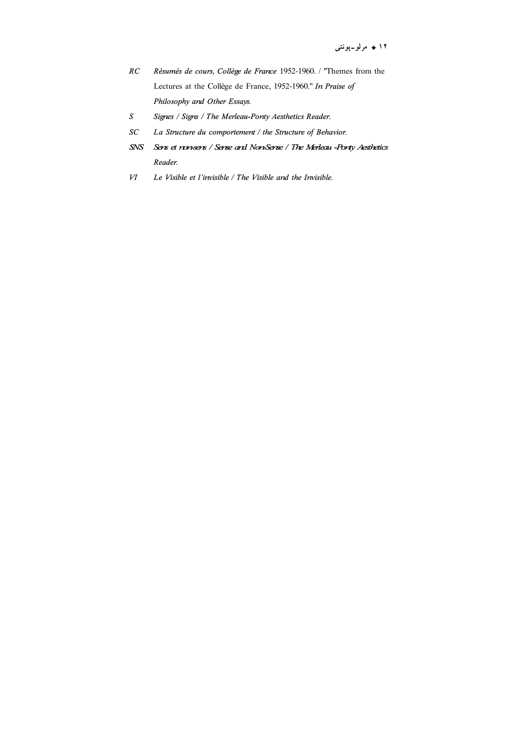*RC* *Résumés de cours, Collège de France* 1952-1960. / "Themes from the Lectures at the Collège de France, 1952-1960." ***In Praise of Philosophy and Other Essays.***

*S* *Signes / Signs / The Merleau-Ponty Aesthetics Reader.*

*SC* *La Structure du comportement / the Structure of Behavior.*

*SNS* *Sens et non-sens / Sense and Non-Sense / The Merleau-Ponty Aesthetics Reader.*

*VI* *Le Visible et l'invisible / The Visible and the Invisible.*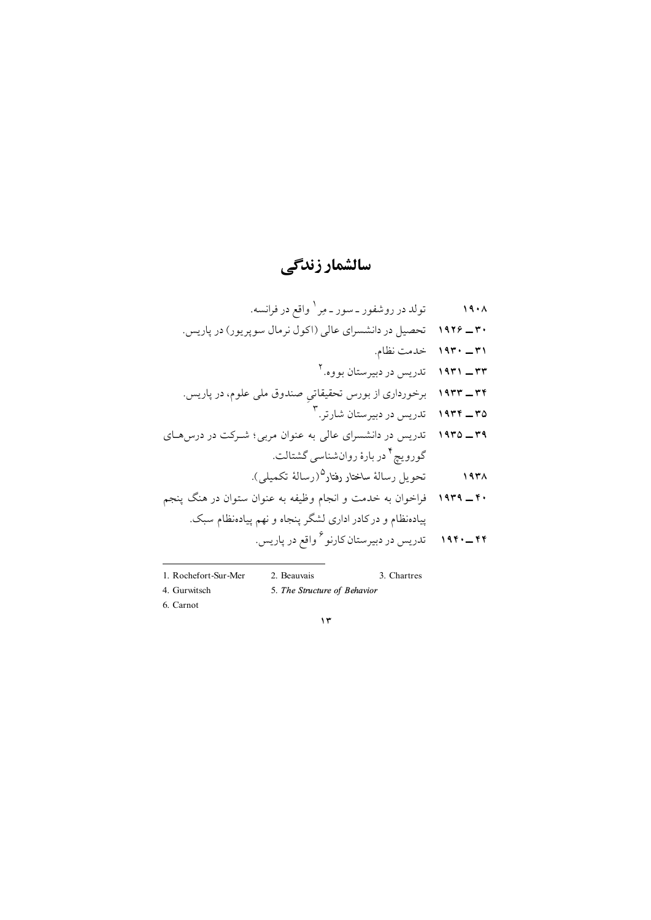# سالشمار زندگی

۱۹۰۸ تولد در روشفور ـ سور ـ مِر[1] واقع در فرانسه.

۱۹۲۶ ـ ۳۰ تحصیل در دانشسرای عالی (اکول نرمال سوپریور) در پاریس.

۱۹۳۰ ـ ۳۱ خدمت نظام.

۱۹۳۱ ـ ۳۳ تدریس در دبیرستان بووه.[2]

۱۹۳۳ ـ ۳۴ برخورداری از بورس تحقیقاتیِ صندوق ملی علوم، در پاریس.

۱۹۳۴ ـ ۳۵ تدریس در دبیرستان شارتر.[3]

۱۹۳۵ ـ ۳۹ تدریس در دانشسرای عالی به عنوان مربی؛ شرکت در درس‌های گورویچ[4] در بارهٔ روان‌شناسی گشتالت.

۱۹۳۸ تحویل رسالهٔ **ساختار رفتار**[5] (رسالهٔ تکمیلی).

۱۹۳۹ ـ ۴۰ فراخوان به خدمت و انجام وظیفه به عنوان ستوان در هنگ پنجم پیاده‌نظام و درکادر اداری لشگر پنجاه و نهم پیاده‌نظام سبک.

۱۹۴۰ ـ ۴۴ تدریس در دبیرستان کارنو[6] واقع در پاریس.

---

1. Rochefort-Sur-Mer
2. Beauvais
3. Chartres
4. Gurwitsch
5. *The Structure of Behavior*
6. Carnot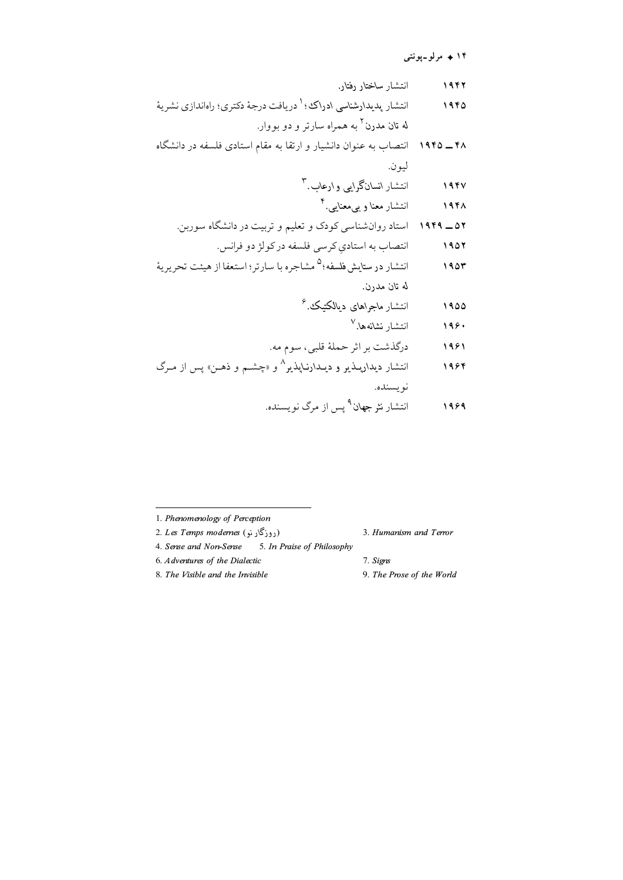| | |
|---|---|
| ۱۹۴۲ | انتشار ساختار رفتار. |
| ۱۹۴۵ | انتشار پدیدارشناسی ادراک؛ [۱] دریافت درجهٔ دکتری؛ راه‌اندازی نشریهٔ له تان مدرن [۲] به همراه سارتر و دو بووار. |
| ۱۹۴۵ــ ۴۸ | انتصاب به عنوان دانشیار و ارتقا به مقام استادی فلسفه در دانشگاه لیون. |
| ۱۹۴۷ | انتشار انسان‌گرایی و ارعاب. [۳] |
| ۱۹۴۸ | انتشار معنا و بی‌معنایی. [۴] |
| ۱۹۴۹ــ ۵۲ | استاد روان‌شناسی کودک و تعلیم و تربیت در دانشگاه سوربن. |
| ۱۹۵۲ | انتصاب به استادیِ کرسی فلسفه در کولژ دو فرانس. |
| ۱۹۵۳ | انتشار در ستایش فلسفه؛ [۵] مشاجره با سارتر؛ استعفا از هیئت تحریریهٔ له تان مدرن. |
| ۱۹۵۵ | انتشار ماجراهای دیالکتیک. [۶] |
| ۱۹۶۰ | انتشار نشانه‌ها. [۷] |
| ۱۹۶۱ | درگذشت بر اثر حملهٔ قلبی، سوم مه. |
| ۱۹۶۴ | انتشار دیدارپذیر و دیدارناپذیر [۸] و «چشم و ذهن» پس از مرگ نویسنده. |
| ۱۹۶۹ | انتشار نثر جهان [۹] پس از مرگ نویسنده. |

---

1. *Phenomenology of Perception*
2. *Les Temps modernes* (روزگار نو)
3. *Humanism and Terror*
4. *Sense and Non-Sense*
5. *In Praise of Philosophy*
6. *Adventures of the Dialectic*
7. *Signs*
8. *The Visible and the Invisible*
9. *The Prose of the World*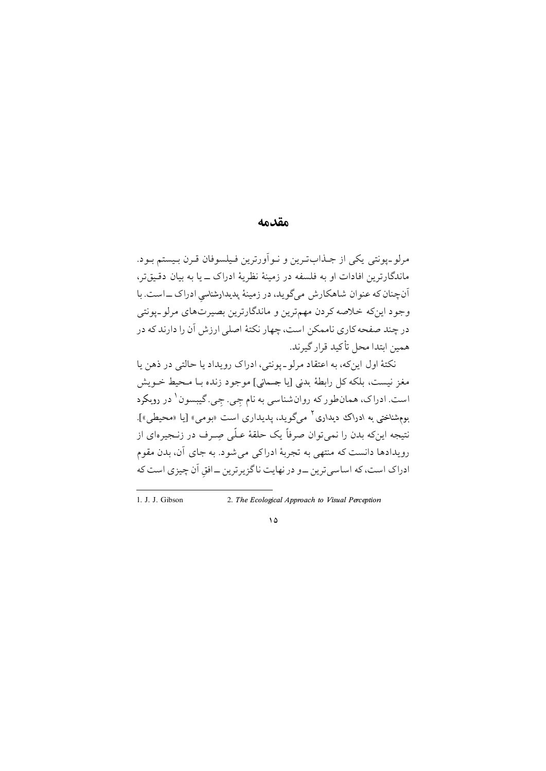# مقدمه

مرلو-پونتی یکی از جذاب‌ترین و نوآورترین فیلسوفان قرن بیستم بود. ماندگارترین افادات او به فلسفه در زمینهٔ نظریهٔ ادراک ــ یا به بیان دقیق‌تر، آن‌چنان‌که عنوان شاهکارش می‌گوید، در زمینهٔ پدیدارشناسی ادراک ــ است. با وجود این‌که خلاصه کردن مهم‌ترین و ماندگارترین بصیرت‌های مرلو-پونتی در چند صفحه کاری ناممکن است، چهار نکتهٔ اصلی ارزش آن را دارند که در همین ابتدا محل تأکید قرار گیرند.

نکتهٔ اول این‌که، به اعتقاد مرلو-پونتی، ادراک رویداد یا حالتی در ذهن یا مغز نیست، بلکه کل رابطهٔ بدنی [یا جسمانی] موجود زنده با محیط خویش است. ادراک، همان‌طور که روان‌شناسی به نام جِی. جِی. گیبسون[1] در رویکرد بوم‌شناختی به ادراک دیداری[2] می‌گوید، پدیداری است «بومی» [یا «محیطی»]. نتیجه این‌که بدن را نمی‌توان صرفاً یک حلقهٔ علّی صِرف در زنجیره‌ای از رویدادها دانست که منتهی به تجربهٔ ادراکی می‌شود. به جای آن، بدن مقوم ادراک است، که اساسی‌ترین ــ و در نهایت ناگزیرترین ــ افقِ آن چیزی است که

---

1. J. J. Gibson
2. *The Ecological Approach to Visual Perception*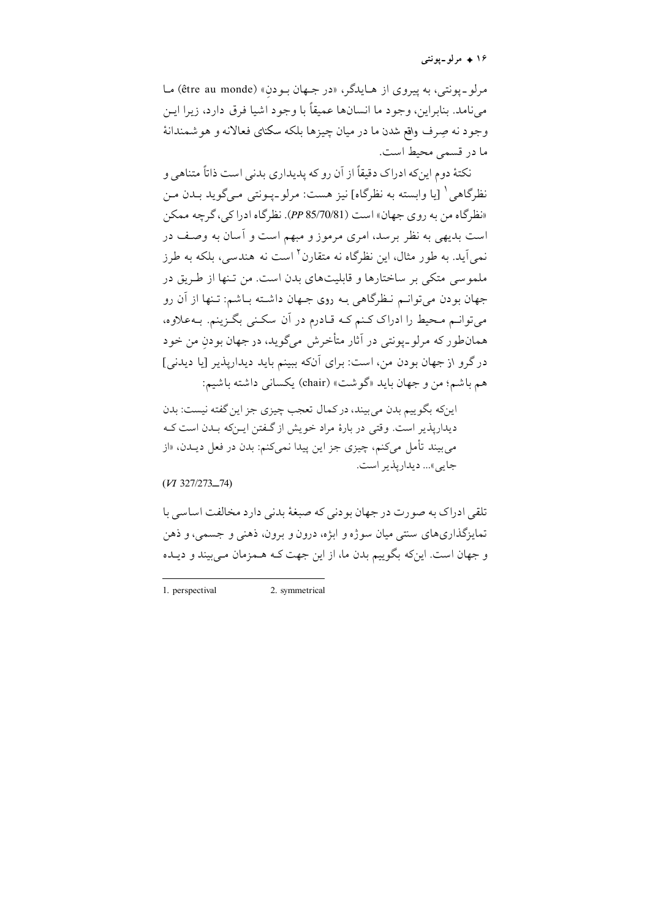مرلو ـ پونتی، به پیروی از هایدگر، «در جهان بودنِ» (être au monde) ما می‌نامد. بنابراین، وجود ما انسان‌ها عمیقاً با وجود اشیا فرق دارد، زیرا این وجود نه صِرف واقع شدن ما در میان چیزها بلکه سکنای فعالانه و هوشمندانهٔ ما در قسمی محیط است.

نکتهٔ دوم این‌که ادراک دقیقاً از آن رو که پدیداری بدنی است ذاتاً متناهی و نظرگاهی[1] [یا وابسته به نظرگاه] نیز هست: مرلو ـ پونتی می‌گوید بدن من «نظرگاه من به روی جهان» است (PP 85/70/81). نظرگاه ادراکی، گرچه ممکن است بدیهی به نظر برسد، امری مرموز و مبهم است و آسان به وصف در نمی‌آید. به طور مثال، این نظرگاه نه متقارن[2] است نه هندسی، بلکه به طرز ملموسی متکی بر ساختارها و قابلیت‌های بدن است. من تنها از طریق در جهان بودن می‌توانم نظرگاهی به روی جهان داشته باشم: تنها از آن رو می‌توانم محیط را ادراک کنم که قادرم در آن سکنی بگزینم. به‌علاوه، همان‌طور که مرلو ـ پونتی در آثار متأخرش می‌گوید، در جهان بودنِ من خود در گرو از جهان بودن من، است: برای آنکه ببینم باید دیدارپذیر [یا دیدنی] هم باشم؛ من و جهان باید «گوشت» (chair) یکسانی داشته باشیم:

> این‌که بگوییم بدن می‌بیند، در کمال تعجب چیزی جز این گفته نیست: بدن دیدارپذیر است. وقتی در بارهٔ مراد خویش از گفتن این‌که بدن است که می‌بیند تأمل می‌کنم، چیزی جز این پیدا نمی‌کنم: بدن در فعل دیدن، «از جایی»... دیدارپذیر است.
>
> (VI 327/273–74)

تلقی ادراک به صورت در جهان بودنی که صبغهٔ بدنی دارد مخالفت اساسی با تمایزگذاری‌های سنتی میان سوژه و ابژه، درون و برون، ذهنی و جسمی، و ذهن و جهان است. این‌که بگوییم بدن ما، از این جهت که هم‌زمان می‌بیند و دیده

---

1. perspectival
2. symmetrical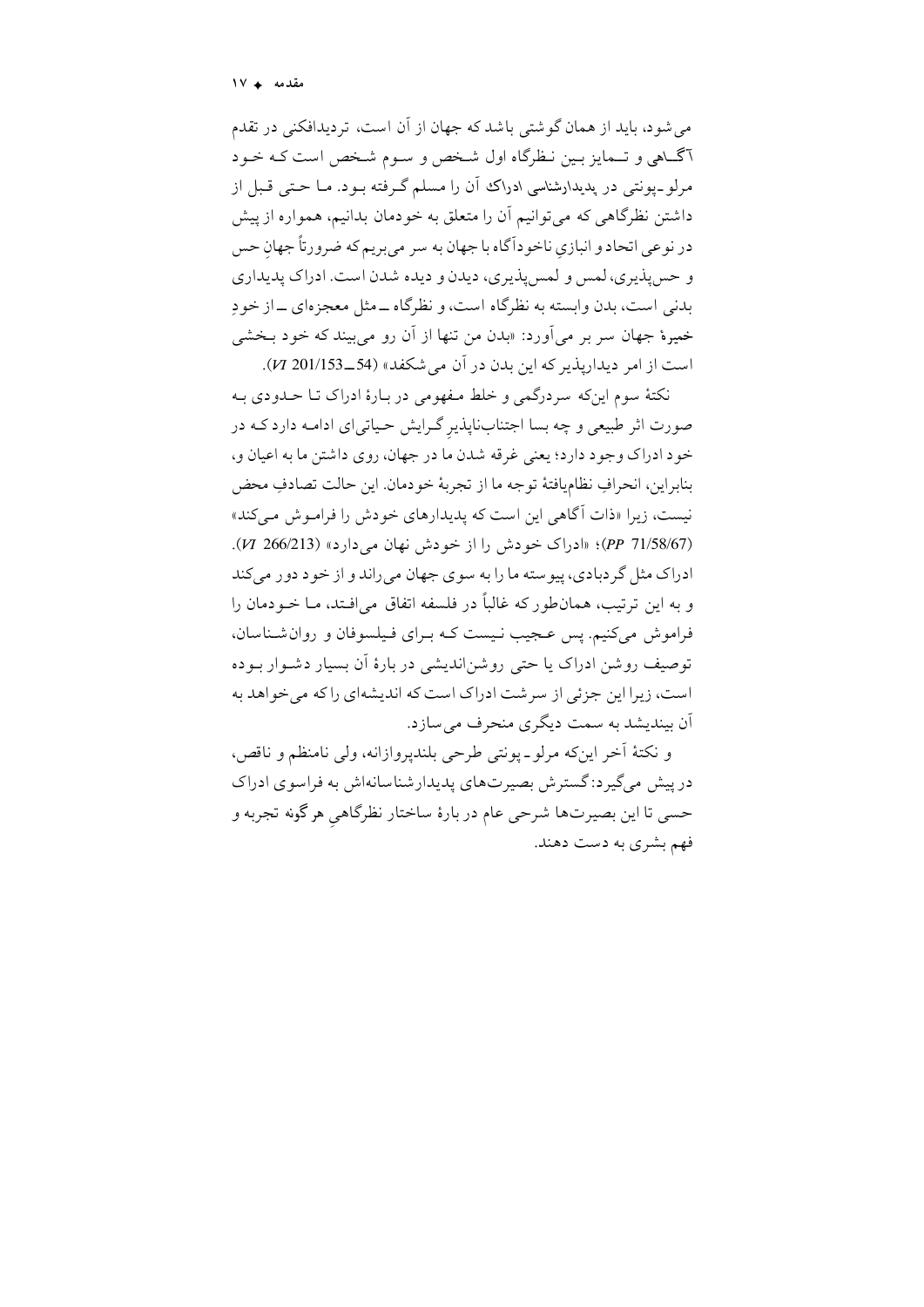می‌شود، باید از همان گوشتی باشد که جهان از آن است، تردیدافکنی در تقدم آگاهی و تمایز بین نظرگاه اول شخص و سوم شخص است که خود مرلو-پونتی در پدیدارشناسی ادراک آن را مسلم گرفته بود. ما حتی قبل از داشتن نظرگاهی که می‌توانیم آن را متعلق به خودمان بدانیم، همواره از پیش در نوعی اتحاد و انبازیِ ناخودآگاه با جهان به سر می‌بریم که ضرورتاً جهانِ حس و حس‌پذیری، لمس و لمس‌پذیری، دیدن و دیده شدن است. ادراک پدیداری بدنی است، بدن وابسته به نظرگاه است، و نظرگاه ــ مثل معجزه‌ای ــ از خودِ خمیرهٔ جهان سر بر می‌آورد: «بدن من تنها از آن رو می‌بیند که خود بخشی است از امر دیدارپذیر که این بدن در آن می‌شکفد» (*VI* 201/153ــ54).

نکتهٔ سوم این‌که سردرگمی و خلط مفهومی در بارهٔ ادراک تا حدودی به صورت اثر طبیعی و چه بسا اجتناب‌ناپذیر گرایش حیاتی‌ای ادامه دارد که در خود ادراک وجود دارد؛ یعنی غرقه شدن ما در جهان، روی داشتن ما به اعیان و، بنابراین، انحرافِ نظام‌یافتهٔ توجه ما از تجربهٔ خودمان. این حالت تصادفِ محض نیست، زیرا «ذات آگاهی این است که پدیدارهای خودش را فراموش می‌کند» (*PP* 71/58/67)؛ «ادراک خودش را از خودش نهان می‌دارد» (*VI* 266/213). ادراک مثل گردبادی، پیوسته ما را به سوی جهان می‌راند و از خود دور می‌کند و به این ترتیب، همان‌طور که غالباً در فلسفه اتفاق می‌افتد، ما خودمان را فراموش می‌کنیم. پس عجیب نیست که برای فیلسوفان و روان‌شناسان، توصیف روشن ادراک یا حتی روشن‌اندیشی در بارهٔ آن بسیار دشوار بوده است، زیرا این جزئی از سرشت ادراک است که اندیشه‌ای را که می‌خواهد به آن بیندیشد به سمت دیگری منحرف می‌سازد.

و نکتهٔ آخر این‌که مرلو-پونتی طرحی بلندپروازانه، ولی نامنظم و ناقص، در پیش می‌گیرد: گسترش بصیرت‌های پدیدارشناسانه‌اش به فراسوی ادراک حسی تا این بصیرت‌ها شرحی عام در بارهٔ ساختار نظرگاهیِ هرگونه تجربه و فهم بشری به دست دهند.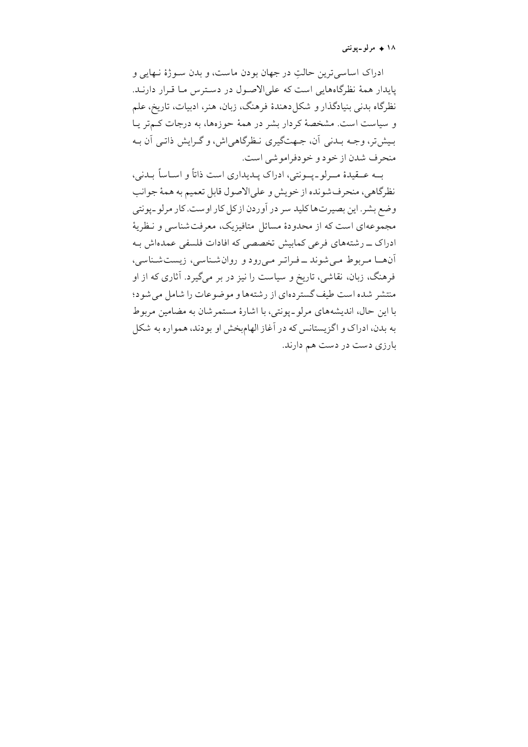ادراک اساسی‌ترین حالتِ در جهان بودن ماست، و بدن سوژهٔ نهایی و پایدار همهٔ نظرگاه‌هایی است که علی‌الاصول در دسترس ما قرار دارند. نظرگاه بدنی بنیادگذار و شکل‌دهندهٔ فرهنگ، زبان، هنر، ادبیات، تاریخ، علم و سیاست است. مشخصهٔ کردار بشر در همهٔ حوزه‌ها، به درجات کم‌تر یا بیش‌تر، وجه بدنی آن، جهت‌گیری نظرگاهی‌اش، و گرایش ذاتی آن به منحرف شدن از خود و خودفراموشی است.

به عقیدهٔ مرلو ـ پونتی، ادراک پدیداری است ذاتاً و اساساً بدنی، نظرگاهی، منحرف‌شونده از خویش و علی‌الاصول قابل تعمیم به همهٔ جوانب وضع بشر. این بصیرت‌ها کلید سر در آوردن از کل کار اوست. کار مرلو ـ پونتی مجموعه‌ای است که از محدودهٔ مسائل متافیزیک، معرفت‌شناسی و نظریهٔ ادراک ـ رشته‌های فرعی کمابیش تخصصی که افادات فلسفی عمده‌اش به آن‌ها مربوط می‌شوند ـ فراتر می‌رود و روان‌شناسی، زیست‌شناسی، فرهنگ، زبان، نقاشی، تاریخ و سیاست را نیز در بر می‌گیرد. آثاری که از او منتشر شده است طیف گسترده‌ای از رشته‌ها و موضوعات را شامل می‌شود؛ با این حال، اندیشه‌های مرلو ـ پونتی، با اشارهٔ مستمرشان به مضامین مربوط به بدن، ادراک و اگزیستانس که در آغاز الهام‌بخش او بودند، همواره به شکل بارزی دست در دست هم دارند.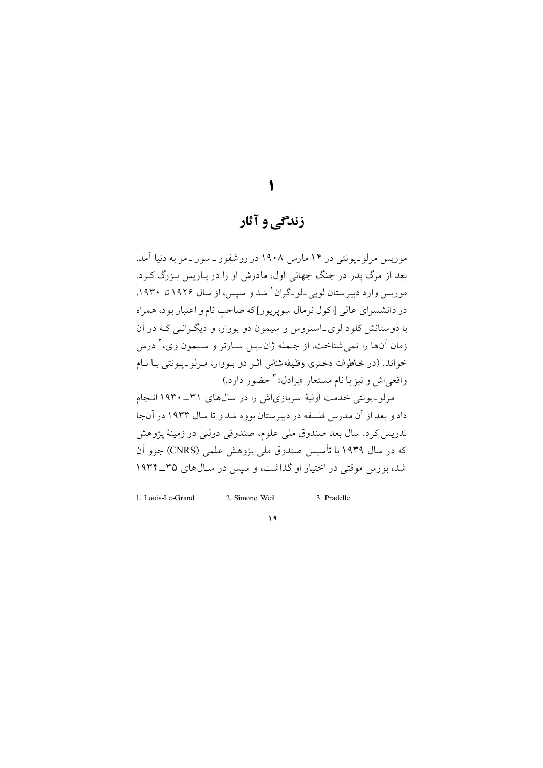# ۱

# زندگی و آثار

موریس مرلو-پونتی در ۱۴ مارس ۱۹۰۸ در روشفور-سور-مر به دنیا آمد. بعد از مرگ پدر در جنگ جهانی اول، مادرش او را در پاریس بزرگ کرد. موریس وارد دبیرستان لویی-لو-گران[1] شد و سپس، از سال ۱۹۲۶ تا ۱۹۳۰، در دانشسرای عالی [اکول نرمال سوپریور] که صاحبِ نام و اعتبار بود، همراه با دوستانش کلود لوی-استروس و سیمون دو بووار، و دیگرانی که در آن زمان آن‌ها را نمی‌شناخت، از جمله ژان-پل سارتر و سیمون وی،[2] درس خواند. (در خاطرات دختری وظیفه‌شناس اثر دو بووار، مرلو-پونتی با نام واقعی‌اش و نیز با نام مستعار «پرادل»[3] حضور دارد.)

مرلو-پونتی خدمت اولیهٔ سربازی‌اش را در سال‌های ۳۱ـ۱۹۳۰ انجام داد و بعد از آن مدرس فلسفه در دبیرستان بووه شد و تا سال ۱۹۳۳ در آن‌جا تدریس کرد. سال بعد صندوق ملی علوم، صندوقی دولتی در زمینهٔ پژوهش که در سال ۱۹۳۹ با تأسیس صندوق ملی پژوهش علمی (CNRS) جزو آن شد، بورس موقتی در اختیار او گذاشت، و سپس در سال‌های ۳۵ـ۱۹۳۴

---

1. Louis-Le-Grand
2. Simone Weil
3. Pradelle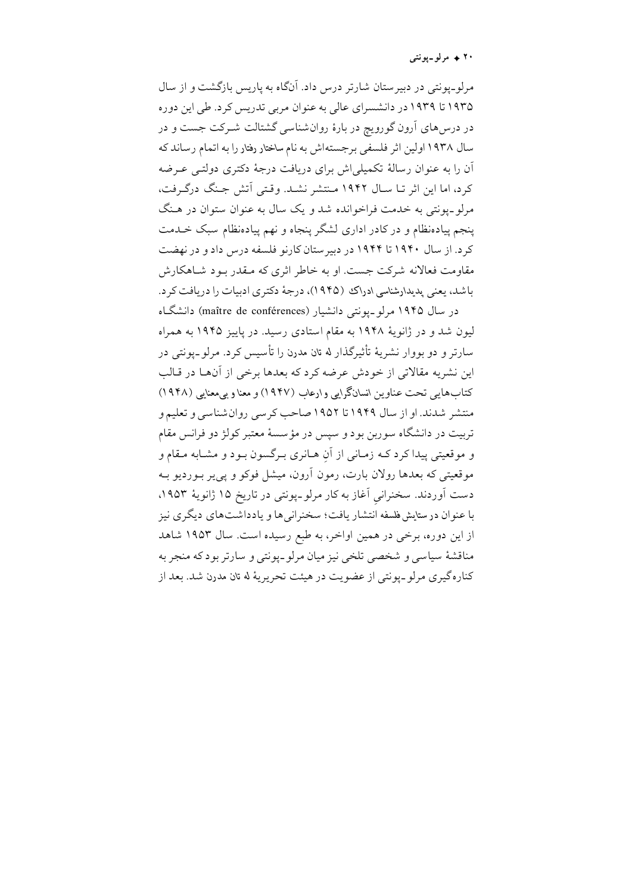مرلو-پونتی در دبیرستان شارتر درس داد. آنگاه به پاریس بازگشت و از سال ۱۹۳۵ تا ۱۹۳۹ در دانشسرای عالی به عنوان مربی تدریس کرد. طی این دوره در درس‌های آرون گورویچ در بارهٔ روان‌شناسی گشتالت شرکت جست و در سال ۱۹۳۸ اولین اثر فلسفی برجسته‌اش به نام *ساختار رفتار* را به اتمام رساند که آن را به عنوان رسالهٔ تکمیلی‌اش برای دریافت درجهٔ دکتری دولتی عرضه کرد، اما این اثر تا سال ۱۹۴۲ منتشر نشد. وقتی آتش جنگ درگرفت، مرلو-پونتی به خدمت فراخوانده شد و یک سال به عنوان ستوان در هنگ پنجم پیاده‌نظام و در کادر اداری لشگر پنجاه و نهم پیاده‌نظام سبک خدمت کرد. از سال ۱۹۴۰ تا ۱۹۴۴ در دبیرستان کارنو فلسفه درس داد و در نهضت مقاومت فعالانه شرکت جست. او به خاطر اثری که مقدر بود شاهکارش باشد، یعنی *پدیدارشناسی ادراک* (۱۹۴۵)، درجهٔ دکتری ادبیات را دریافت کرد.

در سال ۱۹۴۵ مرلو-پونتی دانشیار (maître de conférences) دانشگاه لیون شد و در ژانویهٔ ۱۹۴۸ به مقام استادی رسید. در پاییز ۱۹۴۵ به همراه سارتر و دو بووار نشریهٔ تأثیرگذار *له تان مدرن* را تأسیس کرد. مرلو-پونتی در این نشریه مقالاتی از خودش عرضه کرد که بعدها برخی از آن‌ها در قالب کتاب‌هایی تحت عناوین *انسان‌گرایی و ارعاب* (۱۹۴۷) و *معنا و بی‌معنایی* (۱۹۴۸) منتشر شدند. او از سال ۱۹۴۹ تا ۱۹۵۲ صاحب کرسی روان‌شناسی و تعلیم و تربیت در دانشگاه سوربن بود و سپس در مؤسسهٔ معتبر کولژ دو فرانس مقام و موقعیتی پیدا کرد که زمانی از آنِ هانری برگسون بود و مشابه مقام و موقعیتی که بعدها رولان بارت، رمون آرون، میشل فوکو و پی‌یر بوردیو به دست آوردند. سخنرانیِ آغاز به کار مرلو-پونتی در تاریخ ۱۵ ژانویهٔ ۱۹۵۳، با عنوان *در ستایش فلسفه* انتشار یافت؛ سخنرانی‌ها و یادداشت‌های دیگری نیز از این دوره، برخی در همین اواخر، به طبع رسیده است. سال ۱۹۵۳ شاهد مناقشهٔ سیاسی و شخصی تلخی نیز میان مرلو-پونتی و سارتر بود که منجر به کناره‌گیری مرلو-پونتی از عضویت در هیئت تحریریهٔ *له تان مدرن* شد. بعد از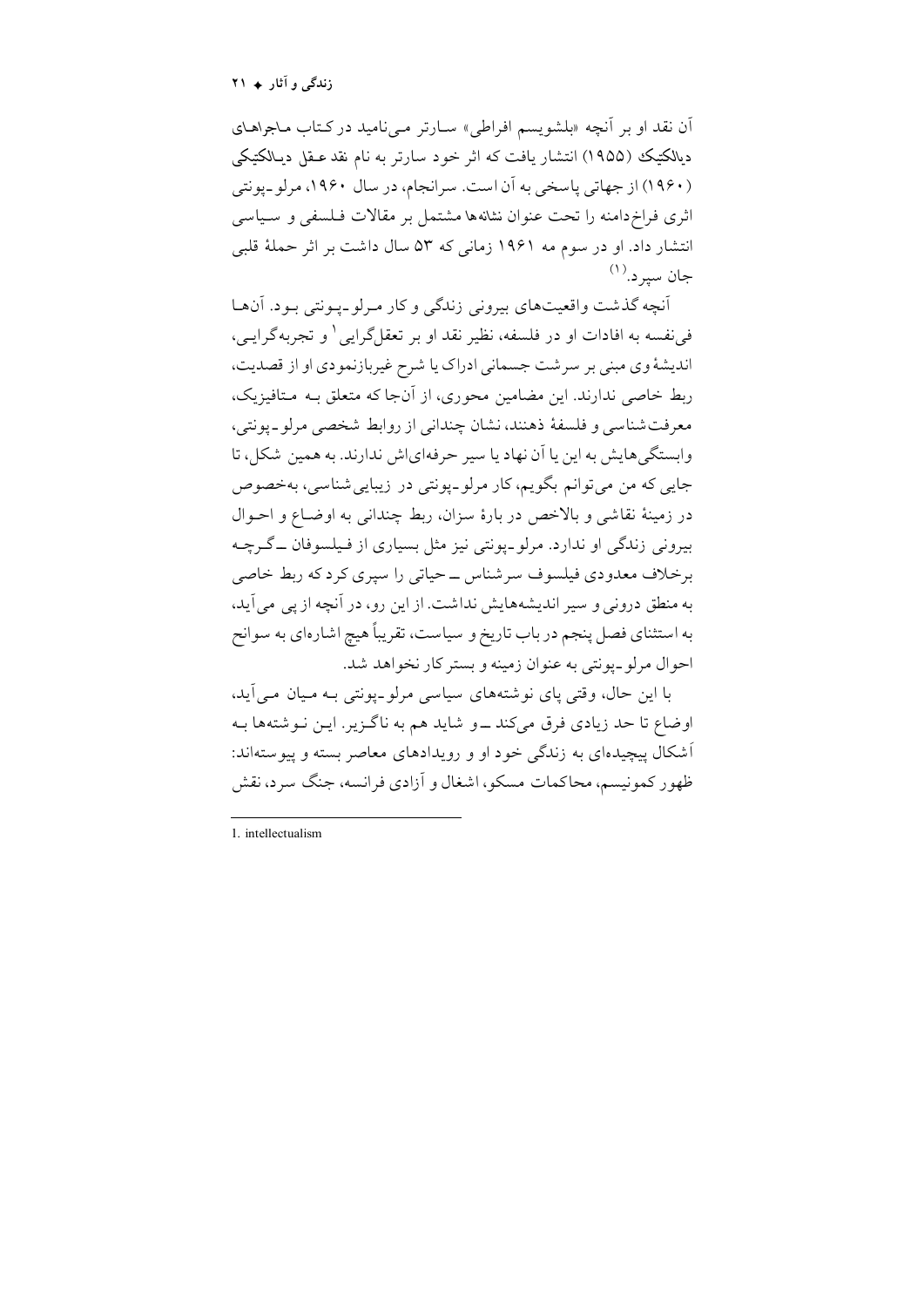آن نقد او بر آنچه «بلشویسم افراطی» سارتر می‌نامید در کتاب ماجراهای دیالکتیک (۱۹۵۵) انتشار یافت که اثر خود سارتر به نام نقد عقل دیالکتیکی (۱۹۶۰) از جهاتی پاسخی به آن است. سرانجام، در سال ۱۹۶۰، مرلو-پونتی اثری فراخ‌دامنه را تحت عنوان نشانه‌ها مشتمل بر مقالات فلسفی و سیاسی انتشار داد. او در سوم مه ۱۹۶۱ زمانی که ۵۳ سال داشت بر اثر حملهٔ قلبی جان سپرد.(۱)

آنچه گذشت واقعیت‌های بیرونی زندگی و کار مرلو-پونتی بود. آن‌ها فی‌نفسه به افادات او در فلسفه، نظیر نقد او بر تعقل‌گرایی[1] و تجربه‌گرایی، اندیشهٔ وی مبنی بر سرشت جسمانی ادراک یا شرح غیربازنمودی او از قصدیت، ربط خاصی ندارند. این مضامین محوری، از آن‌جا که متعلق به متافیزیک، معرفت‌شناسی و فلسفهٔ ذهنند، نشان چندانی از روابط شخصی مرلو-پونتی، وابستگی‌هایش به این یا آن نهاد یا سیر حرفه‌ای‌اش ندارند. به همین شکل، تا جایی که من می‌توانم بگویم، کار مرلو-پونتی در زیبایی‌شناسی، به‌خصوص در زمینهٔ نقاشی و بالاخص در بارهٔ سزان، ربط چندانی به اوضاع و احوال بیرونی زندگی او ندارد. مرلو-پونتی نیز مثل بسیاری از فیلسوفان ــ گرچه برخلاف معدودی فیلسوف سرشناس ــ حیاتی را سپری کرد که ربط خاصی به منطق درونی و سیر اندیشه‌هایش نداشت. از این رو، در آنچه از پی می‌آید، به استثنای فصل پنجم در باب تاریخ و سیاست، تقریباً هیچ اشاره‌ای به سوانح احوال مرلو-پونتی به عنوان زمینه و بستر کار نخواهد شد.

با این حال، وقتی پای نوشته‌های سیاسی مرلو-پونتی به میان می‌آید، اوضاع تا حد زیادی فرق می‌کند ــ و شاید هم به ناگزیر. این نوشته‌ها به اَشکال پیچیده‌ای به زندگی خود او و رویدادهای معاصر بسته و پیوسته‌اند: ظهور کمونیسم، محاکمات مسکو، اشغال و آزادی فرانسه، جنگ سرد، نقش

---

1. intellectualism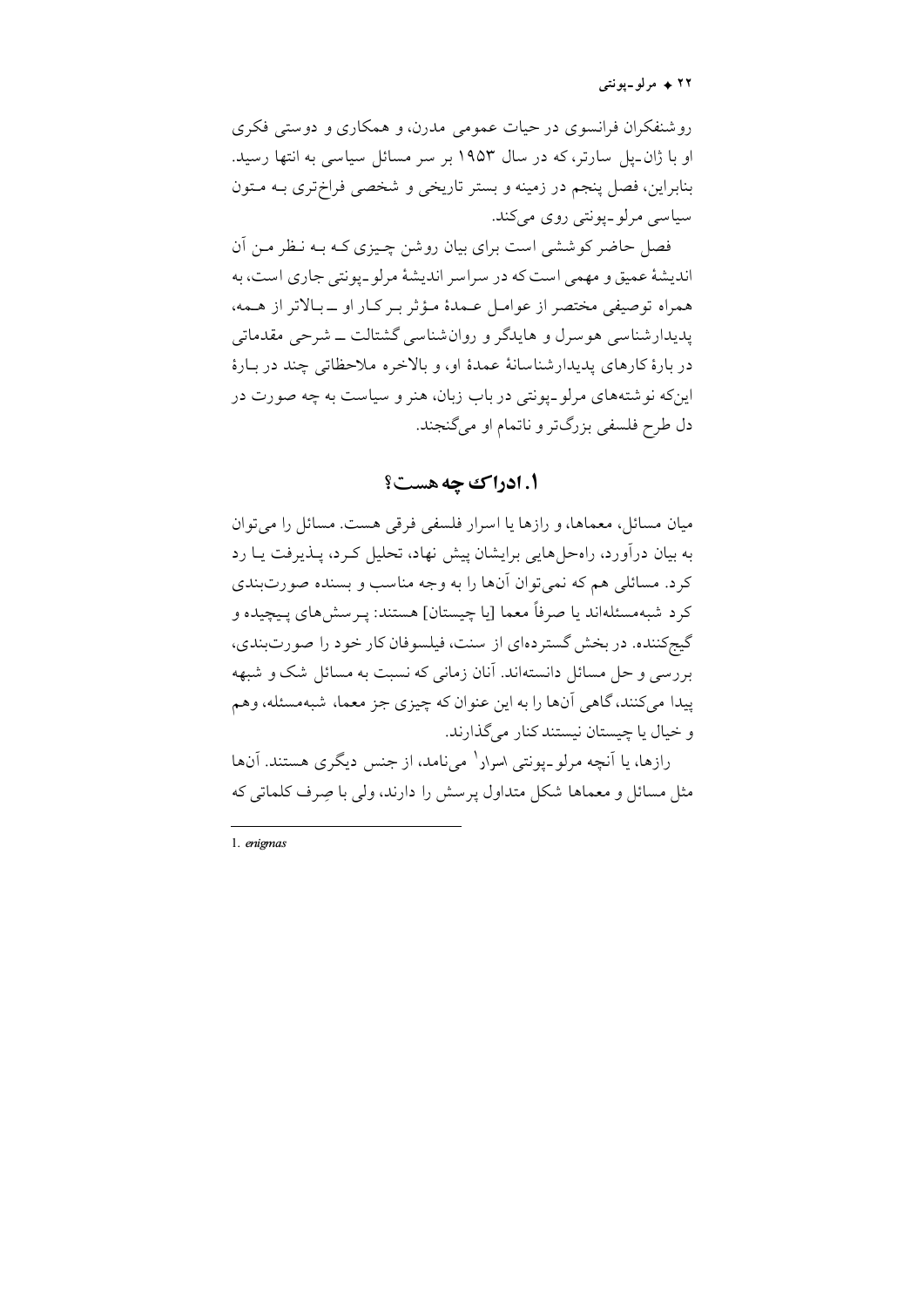روشنفکران فرانسوی در حیات عمومی مدرن، و همکاری و دوستی فکری او با ژان-پل سارتر، که در سال ۱۹۵۳ بر سر مسائل سیاسی به انتها رسید. بنابراین، فصل پنجم در زمینه و بستر تاریخی و شخصی فراخ‌تری به متون سیاسی مرلو-پونتی روی می‌کند.

فصل حاضر کوششی است برای بیان روشن چیزی که به نظر من آن اندیشهٔ عمیق و مهمی است که در سراسر اندیشهٔ مرلو-پونتی جاری است، به همراه توصیفی مختصر از عوامل عمدهٔ مؤثر بر کار او ــ بالاتر از همه، پدیدارشناسی هوسرل و هایدگر و روان‌شناسی گشتالت ــ شرحی مقدماتی در بارهٔ کارهای پدیدارشناسانهٔ عمدهٔ او، و بالاخره ملاحظاتی چند در بارهٔ این‌که نوشته‌های مرلو-پونتی در باب زبان، هنر و سیاست به چه صورت در دل طرح فلسفی بزرگ‌تر و ناتمام او می‌گنجند.

## ۱. ادراک چه هست؟

میان مسائل، معماها، و رازها یا اسرار فلسفی فرقی هست. مسائل را می‌توان به بیان درآورد، راه‌حل‌هایی برایشان پیش نهاد، تحلیل کرد، پذیرفت یا رد کرد. مسائلی هم که نمی‌توان آن‌ها را به وجه مناسب و بسنده صورت‌بندی کرد شبه‌مسئله‌اند یا صرفاً معما [یا چیستان] هستند: پرسش‌های پیچیده و گیج‌کننده. در بخش گسترده‌ای از سنت، فیلسوفان کار خود را صورت‌بندی، بررسی و حل مسائل دانسته‌اند. آنان زمانی که نسبت به مسائل شک و شبهه پیدا می‌کنند، گاهی آن‌ها را به این عنوان که چیزی جز معما، شبه‌مسئله، وهم و خیال یا چیستان نیستند کنار می‌گذارند.

رازها، یا آنچه مرلو-پونتی اسرار[1] می‌نامد، از جنس دیگری هستند. آن‌ها مثل مسائل و معماها شکل متداول پرسش را دارند، ولی با صِرف کلماتی که

---

1. *enigmas*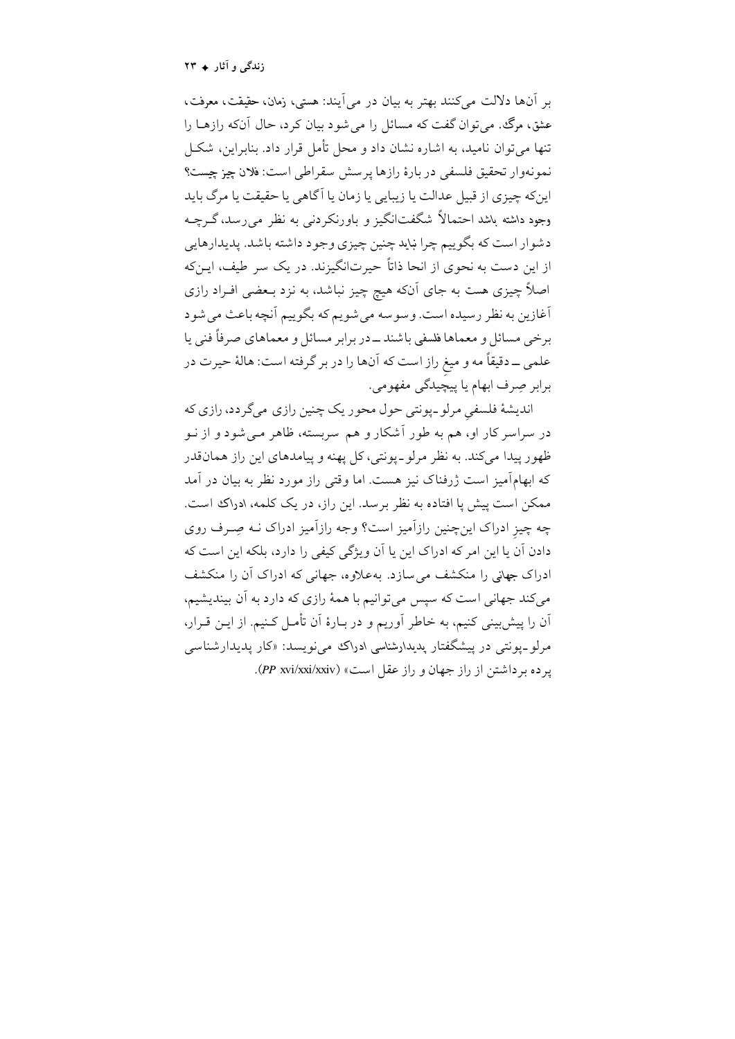بر آن‌ها دلالت می‌کنند بهتر به بیان در می‌آیند: هستی، زمان، حقیقت، معرفت، عشق، مرگ. می‌توان گفت که مسائل را می‌شود بیان کرد، حال آنکه رازها را تنها می‌توان نامید، به اشاره نشان داد و محل تأمل قرار داد. بنابراین، شکل نمونه‌وار تحقیق فلسفی در بارهٔ رازها پرسش سقراطی است: فلان چیز چیست؟ این‌که چیزی از قبیل عدالت یا زیبایی یا زمان یا آگاهی یا حقیقت یا مرگ باید وجود داشته باشد احتمالاً شگفت‌انگیز و باورنکردنی به نظر می‌رسد، گرچه دشوار است که بگوییم چرا نباید چنین چیزی وجود داشته باشد. پدیدارهایی از این دست به نحوی از انحا ذاتاً حیرت‌انگیزند. در یک سر طیف، این‌که اصلاً چیزی هست به جای آنکه هیچ چیز نباشد، به نزد بعضی افراد رازی آغازین به نظر رسیده است. وسوسه می‌شویم که بگوییم آنچه باعث می‌شود برخی مسائل و معماها فلسفی باشند ــ در برابر مسائل و معماهای صرفاً فنی یا علمی ــ دقیقاً مه و میغِ راز است که آن‌ها را در بر گرفته است: هالهٔ حیرت در برابر صِرف ابهام یا پیچیدگی مفهومی.

اندیشهٔ فلسفیِ مرلو-پونتی حول محور یک چنین رازی می‌گردد، رازی که در سراسر کار او، هم به طور آشکار و هم سربسته، ظاهر می‌شود و از نو ظهور پیدا می‌کند. به نظر مرلو-پونتی، کل پهنه و پیامدهای این راز همان‌قدر که ابهام‌آمیز است ژرفناک نیز هست. اما وقتی راز مورد نظر به بیان در آمد ممکن است پیش پا افتاده به نظر برسد. این راز، در یک کلمه، ادراک است. چه چیزِ ادراک این‌چنین رازآمیز است؟ وجه رازآمیز ادراک نه صِرف روی دادن آن یا این امر که ادراک این یا آن ویژگی کیفی را دارد، بلکه این است که ادراک جهانی را منکشف می‌سازد. به‌علاوه، جهانی که ادراک آن را منکشف می‌کند جهانی است که سپس می‌توانیم با همهٔ رازی که دارد به آن بیندیشیم، آن را پیش‌بینی کنیم، به خاطر آوریم و در بارهٔ آن تأمل کنیم. از این قرار، مرلو-پونتی در پیشگفتار پدیدارشناسی ادراک می‌نویسد: «کار پدیدارشناسی پرده برداشتن از راز جهان و راز عقل است» (*PP* xvi/xxi/xxiv).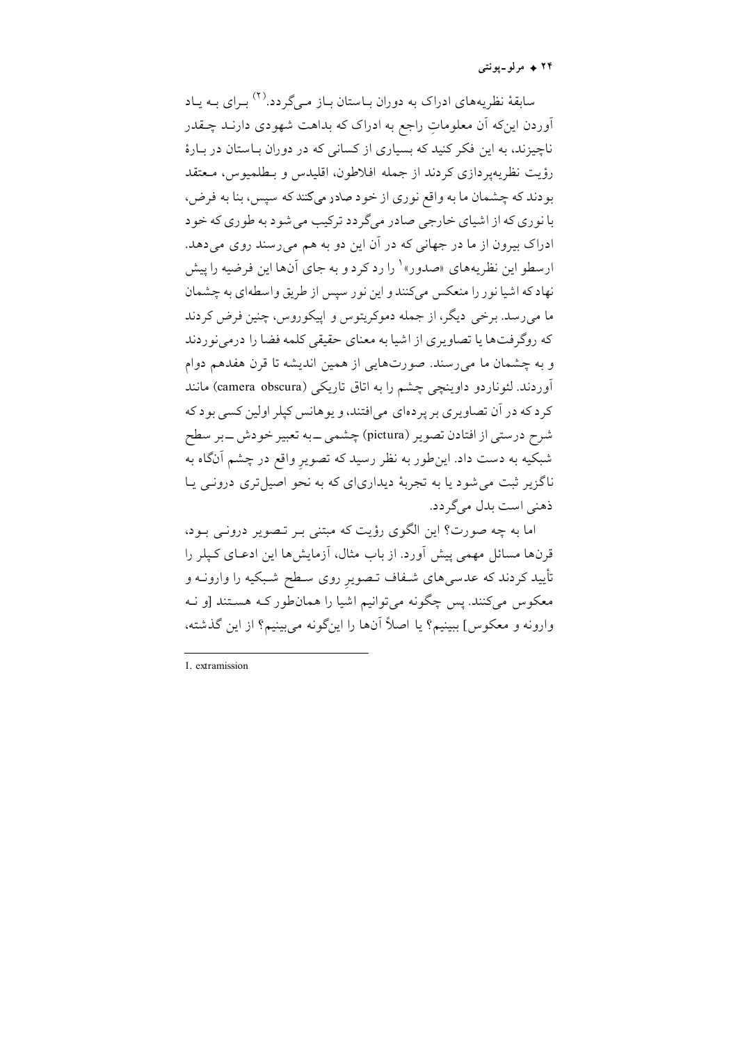سابقهٔ نظریه‌های ادراک به دوران باستان باز می‌گردد.[(۲)] برای به یاد آوردن این‌که آن معلوماتِ راجع به ادراک که بداهت شهودی دارند چقدر ناچیزند، به این فکر کنید که بسیاری از کسانی که در دوران باستان در بارهٔ رؤیت نظریه‌پردازی کردند از جمله افلاطون، اقلیدس و بطلمیوس، معتقد بودند که چشمان ما به واقع نوری از خود صادر می‌کنند که سپس، بنا به فرض، با نوری که از اشیای خارجی صادر می‌گردد ترکیب می‌شود به طوری که خود ادراک بیرون از ما در جهانی که در آن این دو به هم می‌رسند روی می‌دهد. ارسطو این نظریه‌های «صدور»[1] را رد کرد و به جای آن‌ها این فرضیه را پیش نهاد که اشیا نور را منعکس می‌کنند و این نور سپس از طریق واسطه‌ای به چشمان ما می‌رسد. برخی دیگر، از جمله دموکریتوس و اپیکوروس، چنین فرض کردند که روگرفت‌ها یا تصاویری از اشیا به معنای حقیقی کلمه فضا را درمی‌نوردند و به چشمان ما می‌رسند. صورت‌هایی از همین اندیشه تا قرن هفدهم دوام آوردند. لئوناردو داوینچی چشم را به اتاق تاریکی (camera obscura) مانند کرد که در آن تصاویری بر پرده‌ای می‌افتند، و یوهانس کپلر اولین کسی بود که شرح درستی از افتادن تصویر (pictura) چشمی ــ به تعبیر خودش ــ بر سطح شبکیه به دست داد. این‌طور به نظر رسید که تصویرِ واقع در چشم آن‌گاه به ناگزیر ثبت می‌شود یا به تجربهٔ دیداری‌ای که به نحو اصیل‌تری درونی یا ذهنی است بدل می‌گردد.

اما به چه صورت؟ این الگوی رؤیت که مبتنی بر تصویر درونی بود، قرن‌ها مسائل مهمی پیش آورد. از باب مثال، آزمایش‌ها این ادعای کپلر را تأیید کردند که عدسی‌های شفاف تصویرِ روی سطح شبکیه را وارونه و معکوس می‌کنند. پس چگونه می‌توانیم اشیا را همان‌طور که هستند [و نه وارونه و معکوس] ببینیم؟ یا اصلاً آن‌ها را این‌گونه می‌بینیم؟ از این گذشته،

---

1. extramission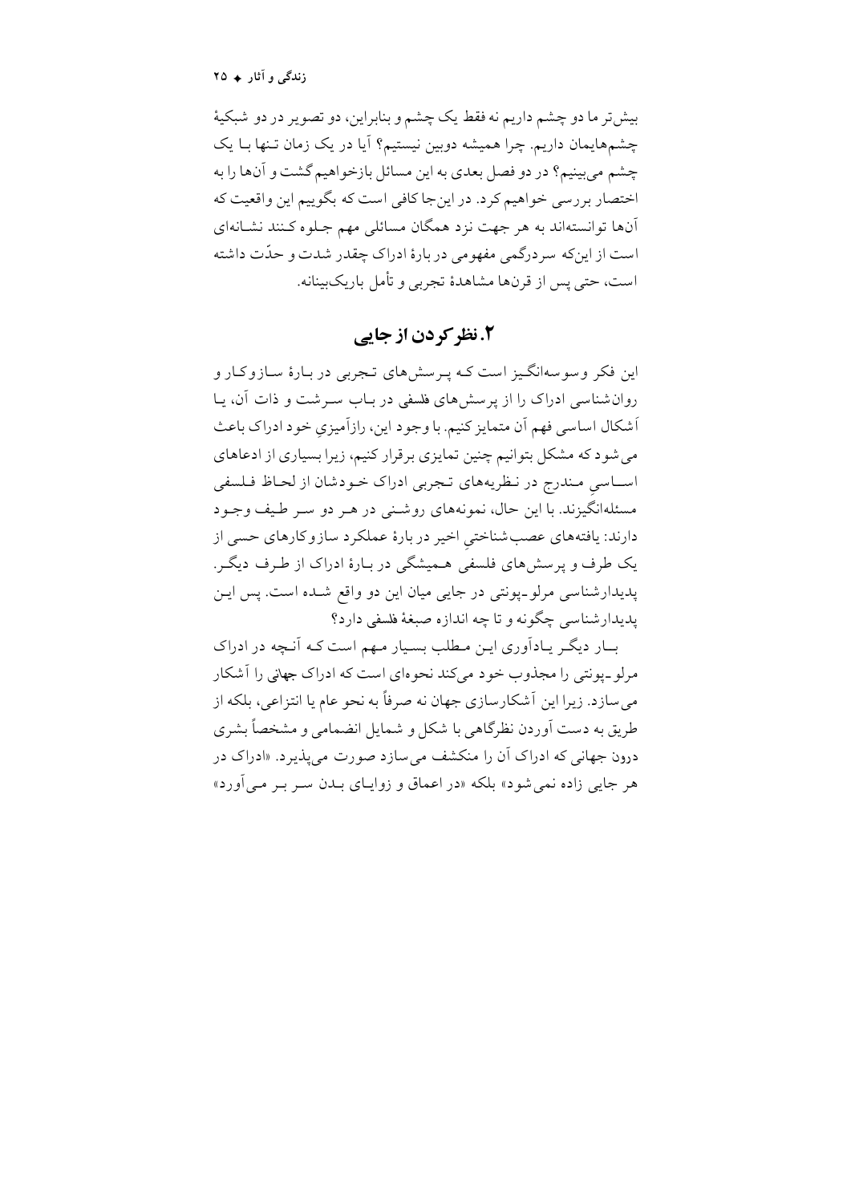بیش‌تر ما دو چشم داریم نه فقط یک چشم و بنابراین، دو تصویر در دو شبکیهٔ چشم‌هایمان داریم. چرا همیشه دوبین نیستیم؟ آیا در یک زمان تنها با یک چشم می‌بینیم؟ در دو فصل بعدی به این مسائل بازخواهیم‌گشت و آن‌ها را به اختصار بررسی خواهیم کرد. در این‌جا کافی است که بگوییم این واقعیت که آن‌ها توانسته‌اند به هر جهت نزد همگان مسائلی مهم جلوه کنند نشانه‌ای است از این‌که سردرگمی مفهومی در بارهٔ ادراک چقدر شدت و حدّت داشته است، حتی پس از قرن‌ها مشاهدهٔ تجربی و تأمل باریک‌بینانه.

## ۲. نظر کردن از جایی

این فکر وسوسه‌انگیز است که پرسش‌های تجربی در بارهٔ سازوکار و روان‌شناسی ادراک را از پرسش‌های فلسفی در باب سرشت و ذات آن، یا اَشکال اساسی فهم آن متمایز کنیم. با وجود این، رازآمیزیِ خود ادراک باعث می‌شود که مشکل بتوانیم چنین تمایزی برقرار کنیم، زیرا بسیاری از ادعاهای اساسیِ مندرج در نظریه‌های تجربی ادراک خودشان از لحاظ فلسفی مسئله‌انگیزند. با این حال، نمونه‌های روشنی در هر دو سر طیف وجود دارند: یافته‌های عصب‌شناختیِ اخیر در بارهٔ عملکرد سازوکارهای حسی از یک طرف و پرسش‌های فلسفیِ همیشگی در بارهٔ ادراک از طرف دیگر. پدیدارشناسی مرلو-پونتی در جایی میان این دو واقع شده است. پس این پدیدارشناسی چگونه و تا چه اندازه صبغهٔ فلسفی دارد؟

بار دیگر یادآوری این مطلب بسیار مهم است که آن‌چه در ادراک مرلو-پونتی را مجذوب خود می‌کند نحوه‌ای است که ادراک جهانی را آشکار می‌سازد. زیرا این آشکارسازی جهان نه صرفاً به نحو عام یا انتزاعی، بلکه از طریق به دست آوردن نظرگاهی با شکل و شمایل انضمامی و مشخصاً بشری درون جهانی که ادراک آن را منکشف می‌سازد صورت می‌پذیرد. «ادراک در هر جایی زاده نمی‌شود» بلکه «در اعماق و زوایای بدن سر بر می‌آورد»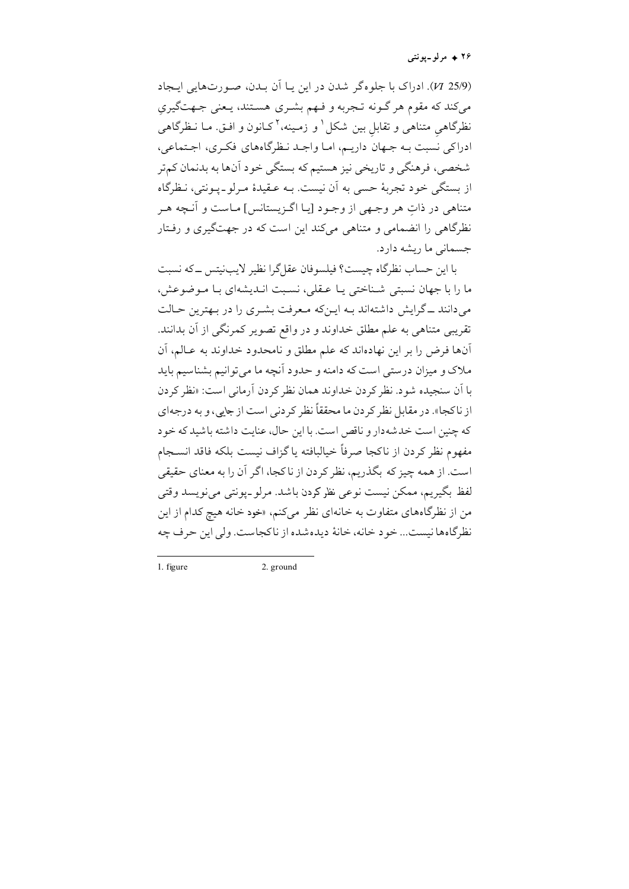(*VI* 25/9). ادراک با جلوه‌گر شدن در این یا آن بدن، صورت‌هایی ایجاد می‌کند که مقوم هر گونه تجربه و فهم بشری هستند، یعنی جهت‌گیریِ نظرگاهیِ متناهی و تقابلِ بین شکل[1] و زمینه،[2] کانون و افق. ما نظرگاهی ادراکی نسبت به جهان داریم، اما واجد نظرگاه‌های فکری، اجتماعی، شخصی، فرهنگی و تاریخی نیز هستیم که بستگی خود آن‌ها به بدنمان کم‌تر از بستگی خود تجربهٔ حسی به آن نیست. به عقیدهٔ مرلو-پونتی، نظرگاه متناهی در ذاتِ هر وجهی از وجود [یا اگزیستانس] ماست و آنچه هر نظرگاهی را انضمامی و متناهی می‌کند این است که در جهت‌گیری و رفتار جسمانی ما ریشه دارد.

با این حساب نظرگاه چیست؟ فیلسوفان عقل‌گرا نظیر لایب‌نیتس ــ که نسبت ما را با جهان نسبتی شناختی یا عقلی، نسبت اندیشه‌ای با موضوعش، می‌دانند ــ گرایش داشته‌اند به این‌که معرفت بشری را در بهترین حالت تقریبی متناهی به علم مطلق خداوند و در واقع تصویر کمرنگی از آن بدانند. آن‌ها فرض را بر این نهاده‌اند که علم مطلق و نامحدود خداوند به عالم، آن ملاک و میزان درستی است که دامنه و حدود آنچه ما می‌توانیم بشناسیم باید با آن سنجیده شود. نظرکردن خداوند همان نظرکردن آرمانی است: «نظرکردن از ناکجا». در مقابل نظرکردن ما محققاً نظرکردنی است از جایی، و به درجه‌ای که چنین است خدشه‌دار و ناقص است. با این حال، عنایت داشته باشید که خود مفهوم نظر کردن از ناکجا صرفاً خیالبافته یا گزاف نیست بلکه فاقد انسجام است. از همه چیز که بگذریم، نظرکردن از ناکجا، اگر آن را به معنای حقیقی لفظ بگیریم، ممکن نیست نوعی نظرکردن باشد. مرلو-پونتی می‌نویسد وقتی من از نظرگاه‌های متفاوت به خانه‌ای نظر می‌کنم، «خود خانه هیچ کدام از این نظرگاه‌ها نیست... خود خانه، خانهٔ دیده‌شده از ناکجاست. ولی این حرف چه

---

1. figure
2. ground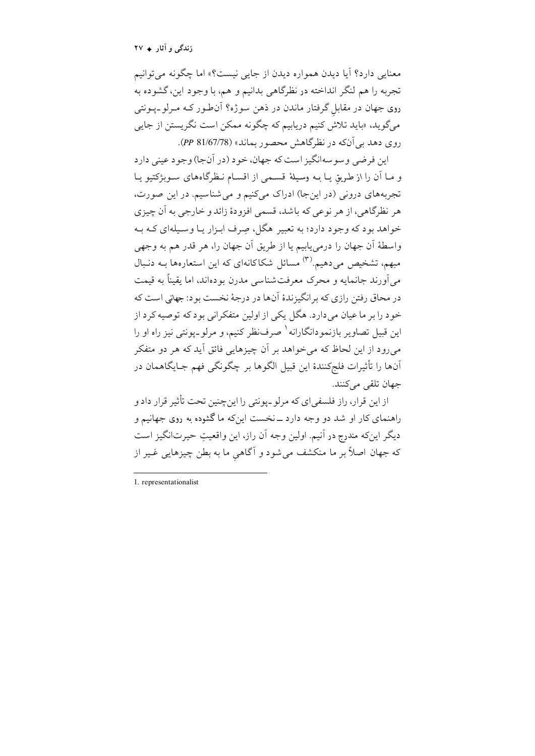معنایی دارد؟ آیا دیدن همواره دیدن از جایی نیست؟» اما چگونه می‌توانیم تجربه را هم لنگر انداخته در نظرگاهی بدانیم و هم، با وجود این، گشوده به روی جهان در مقابلِ گرفتار ماندن در ذهن سوژه؟ آن‌طور کـه مـرلو ـ پـونتی می‌گوید، «باید تلاش کنیم دریابیم که چگونه ممکن است نگریستن از جایی روی دهد بی‌آن‌که در نظرگاهش محصور بماند» (PP 81/67/78).

این فرضی وسوسه‌انگیز است که جهان، خود (در آن‌جا) وجود عینی دارد و ما آن را از طریقِ یا به وسیلهٔ قسمی از اقسام نظرگاه‌های سوبژکتیو یا تجربه‌های درونی (در این‌جا) ادراک می‌کنیم و می‌شناسیم. در این صورت، هر نظرگاهی، از هر نوعی که باشد، قسمی افزودهٔ زائد و خارجی به آن چیزی خواهد بود که وجود دارد؛ به تعبیر هگل، صِرف ابزار یا وسیله‌ای کـه بـه واسطهٔ آن جهان را درمی‌یابیم یا از طریق آن جهان را، هر قدر هم به وجهی مبهم، تشخیص می‌دهیم.[۳] مسائل شکاکانه‌ای که این استعاره‌ها بـه دنـبال می‌آورند جانمایه و محرک معرفت‌شناسی مدرن بوده‌اند، اما یقیناً به قیمت در محاق رفتن رازی که برانگیزندهٔ آن‌ها در درجهٔ نخست بود: جهانی است که خود را بر ما عیان می‌دارد. هگل یکی از اولین متفکرانی بود که توصیه کرد از این قبیل تصاویر بازنمودانگارانه[۱] صرف‌نظر کنیم، و مرلو ـ پونتی نیز راه او را می‌رود از این لحاظ که می‌خواهد بر آن چیزهایی فائق آید که هر دو متفکر آن‌ها را تأثیرات فلج‌کنندهٔ این قبیل الگوها بر چگونگی فهم جـایگاهمان در جهان تلقی می‌کنند.

از این قرار، راز فلسفی‌ای که مرلو ـ پونتی را این‌چنین تحت تأثیر قرار داد و راهنمای کار او شد دو وجه دارد ــ نخست این‌که ما گشوده به روی جهانیم و دیگر این‌که مندرج در آنیم. اولین وجه آن راز، این واقعیتِ حیرت‌انگیز است که جهان اصلاً بر ما منکشف می‌شود و آگاهیِ ما به بطن چیزهایی غیر از

---

1. representationalist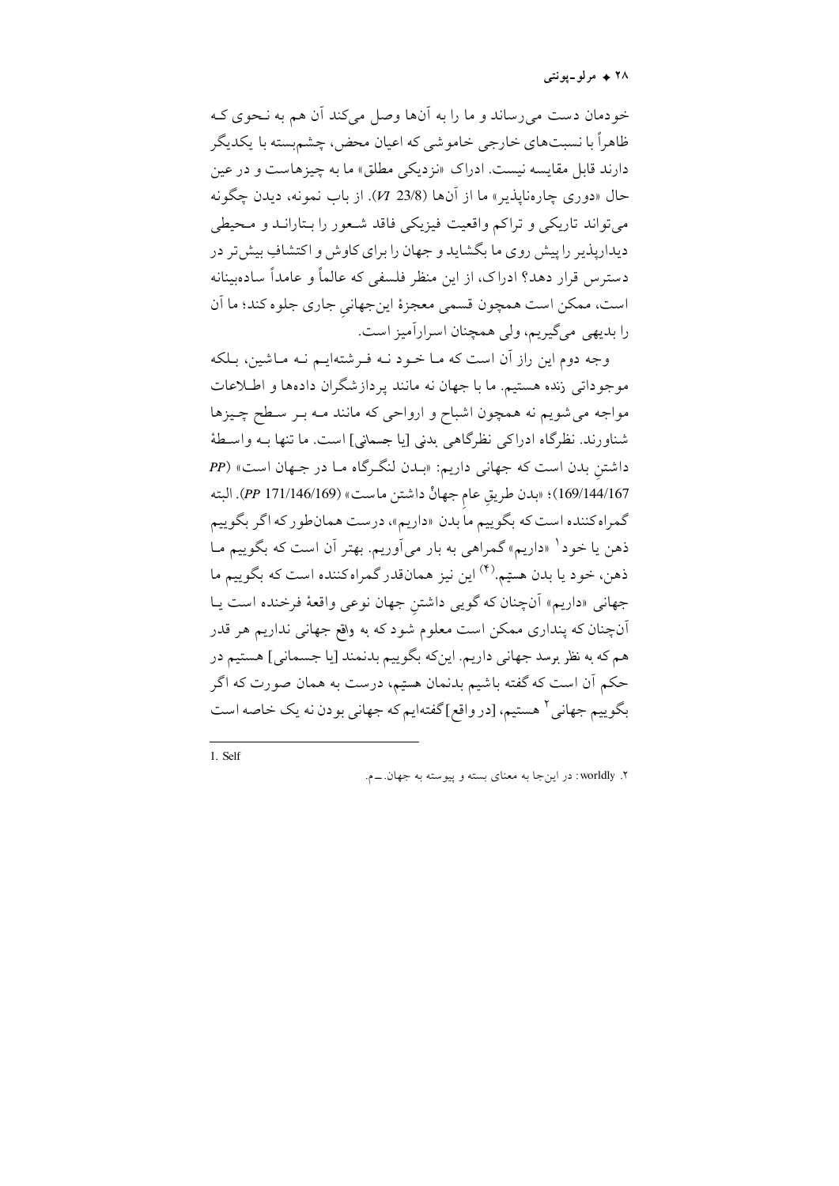خودمان دست می‌رساند و ما را به آن‌ها وصل می‌کند آن هم به نحوی که ظاهراً با نسبت‌های خارجی خاموشی که اعیان محض، چشم‌بسته با یکدیگر دارند قابل مقایسه نیست. ادراک «نزدیکی مطلق» ما به چیزهاست و در عین حال «دوری چاره‌ناپذیر» ما از آن‌ها (*VI* 23/8). از باب نمونه، دیدن چگونه می‌تواند تاریکی و تراکم واقعیت فیزیکی فاقد شعور را بتاراند و محیطی دیدارپذیر را پیش روی ما بگشاید و جهان را برای کاوش و اکتشافِ بیش‌تر در دسترس قرار دهد؟ ادراک، از این منظر فلسفی که عالماً و عامداً ساده‌بینانه است، ممکن است همچون قسمی معجزهٔ این‌جهانیِ جاری جلوه کند؛ ما آن را بدیهی می‌گیریم، ولی همچنان اسرارآمیز است.

وجه دوم این راز آن است که ما خود نه فرشته‌ایم نه ماشین، بلکه موجوداتی زنده هستیم. ما با جهان نه مانند پردازشگران داده‌ها و اطلاعات مواجه می‌شویم نه همچون اشباح و ارواحی که مانند مه بر سطح چیزها شناورند. نظرگاه ادراکی نظرگاهی بدنی [یا جسمانی] است. ما تنها به واسطهٔ داشتنِ بدن است که جهانی داریم: «بدن لنگرگاه ما در جهان است» (*PP* 169/144/167)؛ «بدن طریقِ عامِ جهانْ داشتن ماست» (*PP* 171/146/169). البته گمراه‌کننده است که بگوییم ما بدن «داریم»، درست همان‌طور که اگر بگوییم ذهن یا خود[1] «داریم» گمراهی به بار می‌آوریم. بهتر آن است که بگوییم ما ذهن، خود یا بدن هستیم.(۴) این نیز همان‌قدر گمراه‌کننده است که بگوییم ما جهانی «داریم» آن‌چنان که گویی داشتنِ جهان نوعی واقعهٔ فرخنده است یا آن‌چنان که پنداری ممکن است معلوم شود که به واقع جهانی نداریم هر قدر هم که به نظر برسد جهانی داریم. این‌که بگوییم بدنمند [یا جسمانی] هستیم در حکم آن است که گفته باشیم بدنمان هستیم، درست به همان صورت که اگر بگوییم جهانی[2] هستیم، [در واقع] گفته‌ایم که جهانی بودن نه یک خاصه است

---

1. Self

۲. worldly: در این‌جا به معنای بسته و پیوسته به جهان. ـ م.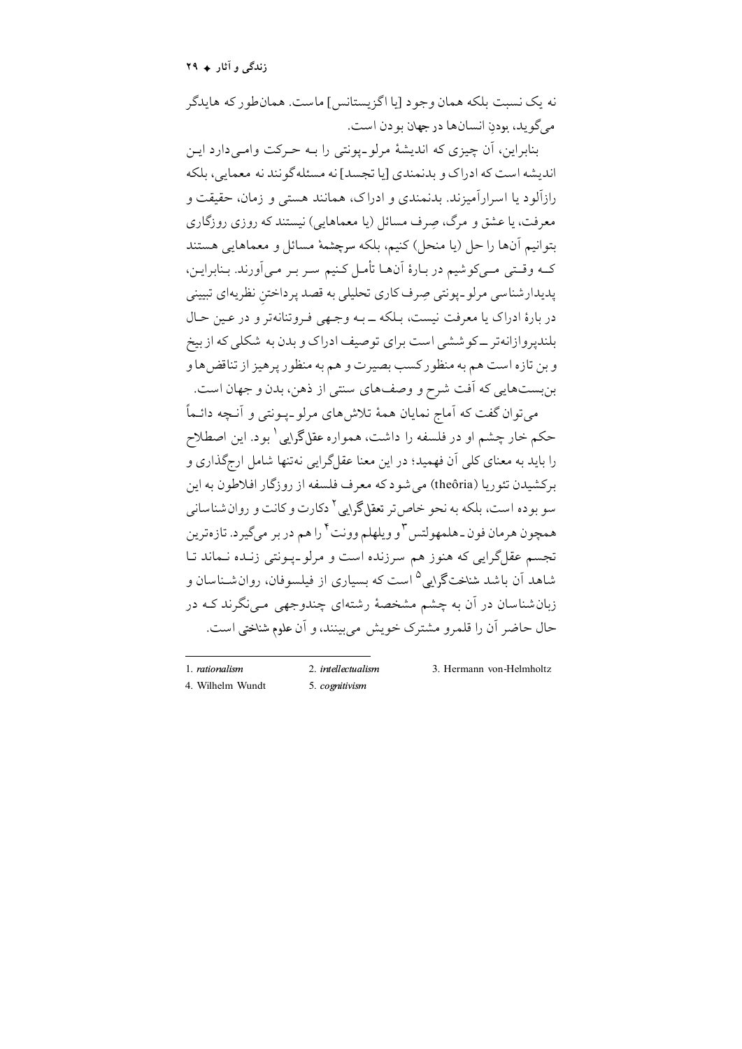نه یک نسبت بلکه همان وجود [یا اگزیستانس] ماست. همان‌طور که هایدگر می‌گوید، بودنِ انسان‌ها در جهان بودن است.

بنابراین، آن چیزی که اندیشهٔ مرلو-پونتی را بـه حـرکت وامـی‌دارد ایـن اندیشه است که ادراک و بدنمندی [یا تجسد] نه مسئله‌گونند نه معمایی، بلکه رازآلود یا اسرارآمیزند. بدنمندی و ادراک، همانند هستی و زمان، حقیقت و معرفت، یا عشق و مرگ، صِرف مسائل (یا معماهایی) نیستند که روزی روزگاری بتوانیم آن‌ها را حل (یا منحل) کنیم، بلکه سرچشمهٔ مسائل و معماهایی هستند کـه وقـتی مـی‌کوشیم در بـارهٔ آن‌هـا تأمـل کـنیم سـر بـر مـی‌آورند. بـنابرایـن، پدیدارشناسی مرلو-پونتی صِرف کاری تحلیلی به قصد پرداختنِ نظریه‌ای تبیینی در بارهٔ ادراک یا معرفت نیست، بـلکه ــ بـه وجـهی فـروتنانه‌تر و در عـین حـال بلندپروازانه‌تر ــ کوششی است برای توصیف ادراک و بدن به شکلی که از بیخ و بن تازه است هم به منظور کسب بصیرت و هم به منظور پرهیز از تناقض‌ها و بن‌بست‌هایی که آفت شرح و وصف‌های سنتی از ذهن، بدن و جهان است.

می‌توان گفت که آماج نمایان همهٔ تلاش‌های مرلو-پـونتی و آنـچه دائـماً حکم خار چشم او در فلسفه را داشت، همواره عقل‌گرایی[1] بود. این اصطلاح را باید به معنای کلی آن فهمید؛ در این معنا عقل‌گرایی نه‌تنها شامل ارج‌گذاری و برکشیدن تئوریا (theôria) می‌شود که معرف فلسفه از روزگار افلاطون به این سو بوده است، بلکه به نحو خاص‌تر تعقل‌گرایی[2] دکارت و کانت و روان‌شناسانی همچون هرمان فون-هلمهولتس[3] و ویلهلم وونت[4] را هم در بر می‌گیرد. تازه‌ترین تجسم عقل‌گرایی که هنوز هم سرزنده است و مرلو-پـونتی زنـده نـماند تـا شاهد آن باشد شناخت‌گرایی[5] است که بسیاری از فیلسوفان، روان‌شـناسان و زبان‌شناسان در آن به چشم مشخصهٔ رشته‌ای چندوجهی مـی‌نگرند کـه در حال حاضر آن را قلمرو مشترک خویش می‌بینند، و آن علوم شناختی است.

---

1. *rationalism*
2. *intellectualism*
3. Hermann von-Helmholtz
4. Wilhelm Wundt
5. *cognitivism*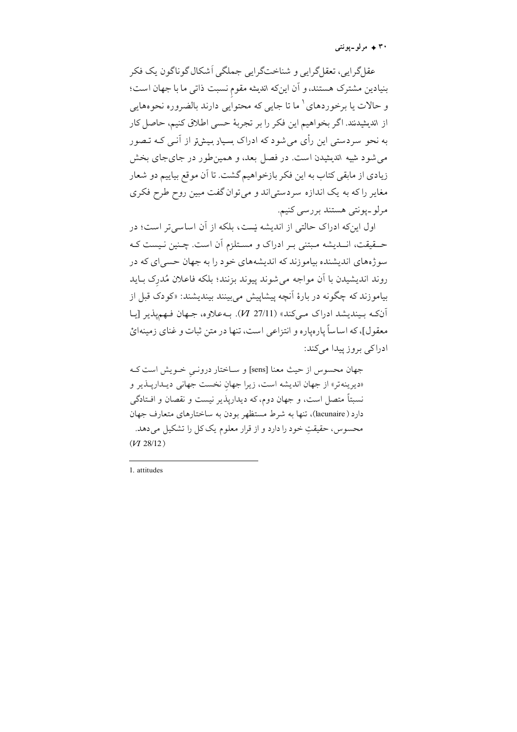عقل‌گرایی، تعقل‌گرایی و شناخت‌گرایی جملگی اَشکال گوناگون یک فکر بنیادین مشترک هستند، و آن این‌که اندیشه مقوم نسبت ذاتی ما با جهان است؛ و حالات یا برخوردهای[1] ما تا جایی که محتوایی دارند بالضروره نحوه‌هایی از اندیشیدند. اگر بخواهیم این فکر را بر تجربهٔ حسی اطلاق کنیم، حاصل کار به نحو سردستی این رأی می‌شود که ادراک بسیار بیش‌تر از آنی که تصور می‌شود شبیه اندیشیدن است. در فصل بعد، و همین‌طور در جای‌جای بخش زیادی از مابقی کتاب به این فکر بازخواهیم گشت. تا آن موقع بیاییم دو شعار مغایر را که به یک اندازه سردستی‌اند و می‌توان گفت مبین روح طرح فکری مرلو-پونتی هستند بررسی کنیم.

اول این‌که ادراک حالتی از اندیشه نیست، بلکه از آن اساسی‌تر است؛ در حقیقت، اندیشه مبتنی بر ادراک و مستلزم آن است. چنین نیست که سوژه‌های اندیشنده بیاموزند که اندیشه‌های خود را به جهان حسی‌ای که در روند اندیشیدن با آن مواجه می‌شوند پیوند بزنند؛ بلکه فاعلان مُدرِک باید بیاموزند که چگونه در بارهٔ آنچه پیشاپیش می‌بینند بیندیشند: «کودک قبل از آن‌که بیندیشد ادراک می‌کند» (*VI* 27/11). به‌علاوه، جهان فهم‌پذیر [یا معقول]، که اساساً پاره‌پاره و انتزاعی است، تنها در متن ثبات و غنای زمینه‌ایِ ادراکی بروز پیدا می‌کند:

> جهان محسوس از حیث معنا [sens] و ساختار درونیِ خویش است که «دیرینه‌تر» از جهان اندیشه است، زیرا جهانِ نخست جهانی دیدارپذیر و نسبتاً متصل است، و جهان دوم، که دیدارپذیر نیست و نقصان و افتادگی دارد (lacunaire)، تنها به شرط مستظهر بودن به ساختارهای متعارف جهان محسوس، حقیقتِ خود را دارد و از قرار معلوم یک کل را تشکیل می‌دهد. (*VI* 28/12)

---

1. attitudes